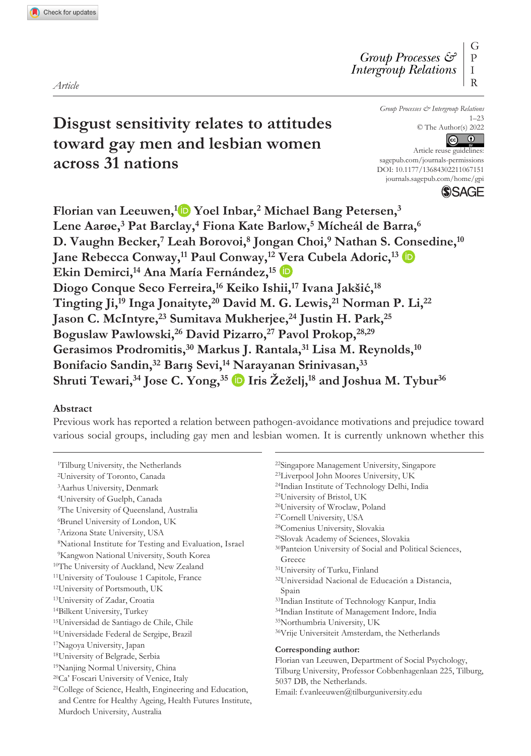Article

# Disgust sensitivity relates to attitudes toward gay men and lesbian women across 31 nations

Group Processes & Intergroup Relations
1–23
© The Author(s) 2022
Article reuse guidelines: sagepub.com/journals-permissions
DOI: 10.1177/13684302211067151
journals.sagepub.com/home/gpi

**Florian van Leeuwen,[1] Yoel Inbar,[2] Michael Bang Petersen,[3] Lene Aarøe,[3] Pat Barclay,[4] Fiona Kate Barlow,[5] Mícheál de Barra,[6] D. Vaughn Becker,[7] Leah Borovoi,[8] Jongan Choi,[9] Nathan S. Consedine,[10] Jane Rebecca Conway,[11] Paul Conway,[12] Vera Cubela Adoric,[13] Ekin Demirci,[14] Ana María Fernández,[15] Diogo Conque Seco Ferreira,[16] Keiko Ishii,[17] Ivana Jakšić,[18] Tingting Ji,[19] Inga Jonaityte,[20] David M. G. Lewis,[21] Norman P. Li,[22] Jason C. McIntyre,[23] Sumitava Mukherjee,[24] Justin H. Park,[25] Boguslaw Pawlowski,[26] David Pizarro,[27] Pavol Prokop,[28,29] Gerasimos Prodromitis,[30] Markus J. Rantala,[31] Lisa M. Reynolds,[10] Bonifacio Sandin,[32] Barış Sevi,[14] Narayanan Srinivasan,[33] Shruti Tewari,[34] Jose C. Yong,[35] Iris Žeželj,[18] and Joshua M. Tybur[36]**

## Abstract

Previous work has reported a relation between pathogen-avoidance motivations and prejudice toward various social groups, including gay men and lesbian women. It is currently unknown whether this

[1]Tilburg University, the Netherlands
[2]University of Toronto, Canada
[3]Aarhus University, Denmark
[4]University of Guelph, Canada
[5]The University of Queensland, Australia
[6]Brunel University of London, UK
[7]Arizona State University, USA
[8]National Institute for Testing and Evaluation, Israel
[9]Kangwon National University, South Korea
[10]The University of Auckland, New Zealand
[11]University of Toulouse 1 Capitole, France
[12]University of Portsmouth, UK
[13]University of Zadar, Croatia
[14]Bilkent University, Turkey
[15]Universidad de Santiago de Chile, Chile
[16]Universidade Federal de Sergipe, Brazil
[17]Nagoya University, Japan
[18]University of Belgrade, Serbia
[19]Nanjing Normal University, China
[20]Ca' Foscari University of Venice, Italy
[21]College of Science, Health, Engineering and Education, and Centre for Healthy Ageing, Health Futures Institute, Murdoch University, Australia
[22]Singapore Management University, Singapore
[23]Liverpool John Moores University, UK
[24]Indian Institute of Technology Delhi, India
[25]University of Bristol, UK
[26]University of Wroclaw, Poland
[27]Cornell University, USA
[28]Comenius University, Slovakia
[29]Slovak Academy of Sciences, Slovakia
[30]Panteion University of Social and Political Sciences, Greece
[31]University of Turku, Finland
[32]Universidad Nacional de Educación a Distancia, Spain
[33]Indian Institute of Technology Kanpur, India
[34]Indian Institute of Management Indore, India
[35]Northumbria University, UK
[36]Vrije Universiteit Amsterdam, the Netherlands

**Corresponding author:**
Florian van Leeuwen, Department of Social Psychology, Tilburg University, Professor Cobbenhagenlaan 225, Tilburg, 5037 DB, the Netherlands.
Email: f.vanleeuwen@tilburguniversity.edu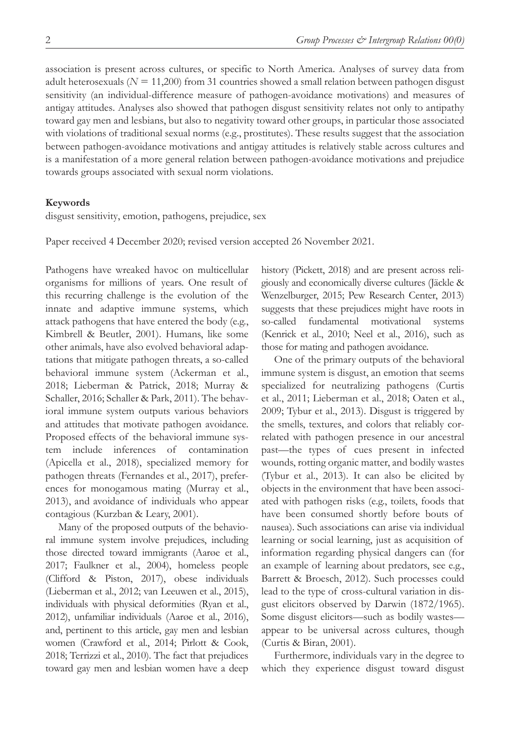association is present across cultures, or specific to North America. Analyses of survey data from adult heterosexuals ($N = 11{,}200$) from 31 countries showed a small relation between pathogen disgust sensitivity (an individual-difference measure of pathogen-avoidance motivations) and measures of antigay attitudes. Analyses also showed that pathogen disgust sensitivity relates not only to antipathy toward gay men and lesbians, but also to negativity toward other groups, in particular those associated with violations of traditional sexual norms (e.g., prostitutes). These results suggest that the association between pathogen-avoidance motivations and antigay attitudes is relatively stable across cultures and is a manifestation of a more general relation between pathogen-avoidance motivations and prejudice towards groups associated with sexual norm violations.

**Keywords**

disgust sensitivity, emotion, pathogens, prejudice, sex

Paper received 4 December 2020; revised version accepted 26 November 2021.

Pathogens have wreaked havoc on multicellular organisms for millions of years. One result of this recurring challenge is the evolution of the innate and adaptive immune systems, which attack pathogens that have entered the body (e.g., Kimbrell & Beutler, 2001). Humans, like some other animals, have also evolved behavioral adaptations that mitigate pathogen threats, a so-called behavioral immune system (Ackerman et al., 2018; Lieberman & Patrick, 2018; Murray & Schaller, 2016; Schaller & Park, 2011). The behavioral immune system outputs various behaviors and attitudes that motivate pathogen avoidance. Proposed effects of the behavioral immune system include inferences of contamination (Apicella et al., 2018), specialized memory for pathogen threats (Fernandes et al., 2017), preferences for monogamous mating (Murray et al., 2013), and avoidance of individuals who appear contagious (Kurzban & Leary, 2001).

Many of the proposed outputs of the behavioral immune system involve prejudices, including those directed toward immigrants (Aarøe et al., 2017; Faulkner et al., 2004), homeless people (Clifford & Piston, 2017), obese individuals (Lieberman et al., 2012; van Leeuwen et al., 2015), individuals with physical deformities (Ryan et al., 2012), unfamiliar individuals (Aarøe et al., 2016), and, pertinent to this article, gay men and lesbian women (Crawford et al., 2014; Pirlott & Cook, 2018; Terrizzi et al., 2010). The fact that prejudices toward gay men and lesbian women have a deep history (Pickett, 2018) and are present across religiously and economically diverse cultures (Jäckle & Wenzelburger, 2015; Pew Research Center, 2013) suggests that these prejudices might have roots in so-called fundamental motivational systems (Kenrick et al., 2010; Neel et al., 2016), such as those for mating and pathogen avoidance.

One of the primary outputs of the behavioral immune system is disgust, an emotion that seems specialized for neutralizing pathogens (Curtis et al., 2011; Lieberman et al., 2018; Oaten et al., 2009; Tybur et al., 2013). Disgust is triggered by the smells, textures, and colors that reliably correlated with pathogen presence in our ancestral past—the types of cues present in infected wounds, rotting organic matter, and bodily wastes (Tybur et al., 2013). It can also be elicited by objects in the environment that have been associated with pathogen risks (e.g., toilets, foods that have been consumed shortly before bouts of nausea). Such associations can arise via individual learning or social learning, just as acquisition of information regarding physical dangers can (for an example of learning about predators, see e.g., Barrett & Broesch, 2012). Such processes could lead to the type of cross-cultural variation in disgust elicitors observed by Darwin (1872/1965). Some disgust elicitors—such as bodily wastes—appear to be universal across cultures, though (Curtis & Biran, 2001).

Furthermore, individuals vary in the degree to which they experience disgust toward disgust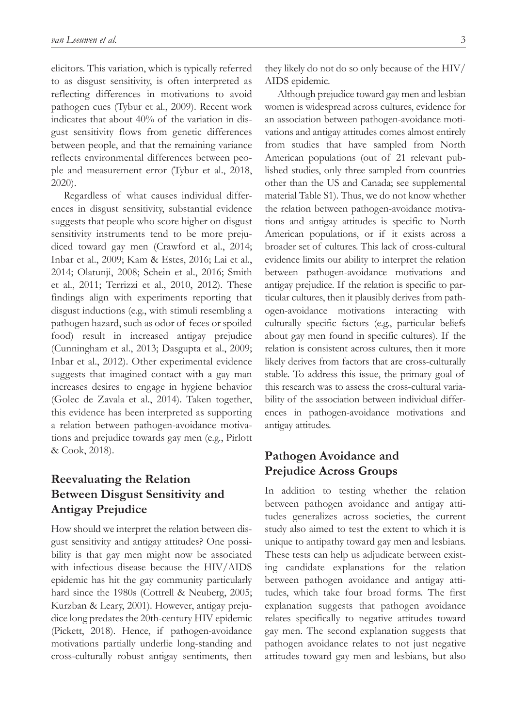elicitors. This variation, which is typically referred to as disgust sensitivity, is often interpreted as reflecting differences in motivations to avoid pathogen cues (Tybur et al., 2009). Recent work indicates that about 40% of the variation in disgust sensitivity flows from genetic differences between people, and that the remaining variance reflects environmental differences between people and measurement error (Tybur et al., 2018, 2020).

Regardless of what causes individual differences in disgust sensitivity, substantial evidence suggests that people who score higher on disgust sensitivity instruments tend to be more prejudiced toward gay men (Crawford et al., 2014; Inbar et al., 2009; Kam & Estes, 2016; Lai et al., 2014; Olatunji, 2008; Schein et al., 2016; Smith et al., 2011; Terrizzi et al., 2010, 2012). These findings align with experiments reporting that disgust inductions (e.g., with stimuli resembling a pathogen hazard, such as odor of feces or spoiled food) result in increased antigay prejudice (Cunningham et al., 2013; Dasgupta et al., 2009; Inbar et al., 2012). Other experimental evidence suggests that imagined contact with a gay man increases desires to engage in hygiene behavior (Golec de Zavala et al., 2014). Taken together, this evidence has been interpreted as supporting a relation between pathogen-avoidance motivations and prejudice towards gay men (e.g., Pirlott & Cook, 2018).

## Reevaluating the Relation Between Disgust Sensitivity and Antigay Prejudice

How should we interpret the relation between disgust sensitivity and antigay attitudes? One possibility is that gay men might now be associated with infectious disease because the HIV/AIDS epidemic has hit the gay community particularly hard since the 1980s (Cottrell & Neuberg, 2005; Kurzban & Leary, 2001). However, antigay prejudice long predates the 20th-century HIV epidemic (Pickett, 2018). Hence, if pathogen-avoidance motivations partially underlie long-standing and cross-culturally robust antigay sentiments, then they likely do not do so only because of the HIV/AIDS epidemic.

Although prejudice toward gay men and lesbian women is widespread across cultures, evidence for an association between pathogen-avoidance motivations and antigay attitudes comes almost entirely from studies that have sampled from North American populations (out of 21 relevant published studies, only three sampled from countries other than the US and Canada; see supplemental material Table S1). Thus, we do not know whether the relation between pathogen-avoidance motivations and antigay attitudes is specific to North American populations, or if it exists across a broader set of cultures. This lack of cross-cultural evidence limits our ability to interpret the relation between pathogen-avoidance motivations and antigay prejudice. If the relation is specific to particular cultures, then it plausibly derives from pathogen-avoidance motivations interacting with culturally specific factors (e.g., particular beliefs about gay men found in specific cultures). If the relation is consistent across cultures, then it more likely derives from factors that are cross-culturally stable. To address this issue, the primary goal of this research was to assess the cross-cultural variability of the association between individual differences in pathogen-avoidance motivations and antigay attitudes.

## Pathogen Avoidance and Prejudice Across Groups

In addition to testing whether the relation between pathogen avoidance and antigay attitudes generalizes across societies, the current study also aimed to test the extent to which it is unique to antipathy toward gay men and lesbians. These tests can help us adjudicate between existing candidate explanations for the relation between pathogen avoidance and antigay attitudes, which take four broad forms. The first explanation suggests that pathogen avoidance relates specifically to negative attitudes toward gay men. The second explanation suggests that pathogen avoidance relates to not just negative attitudes toward gay men and lesbians, but also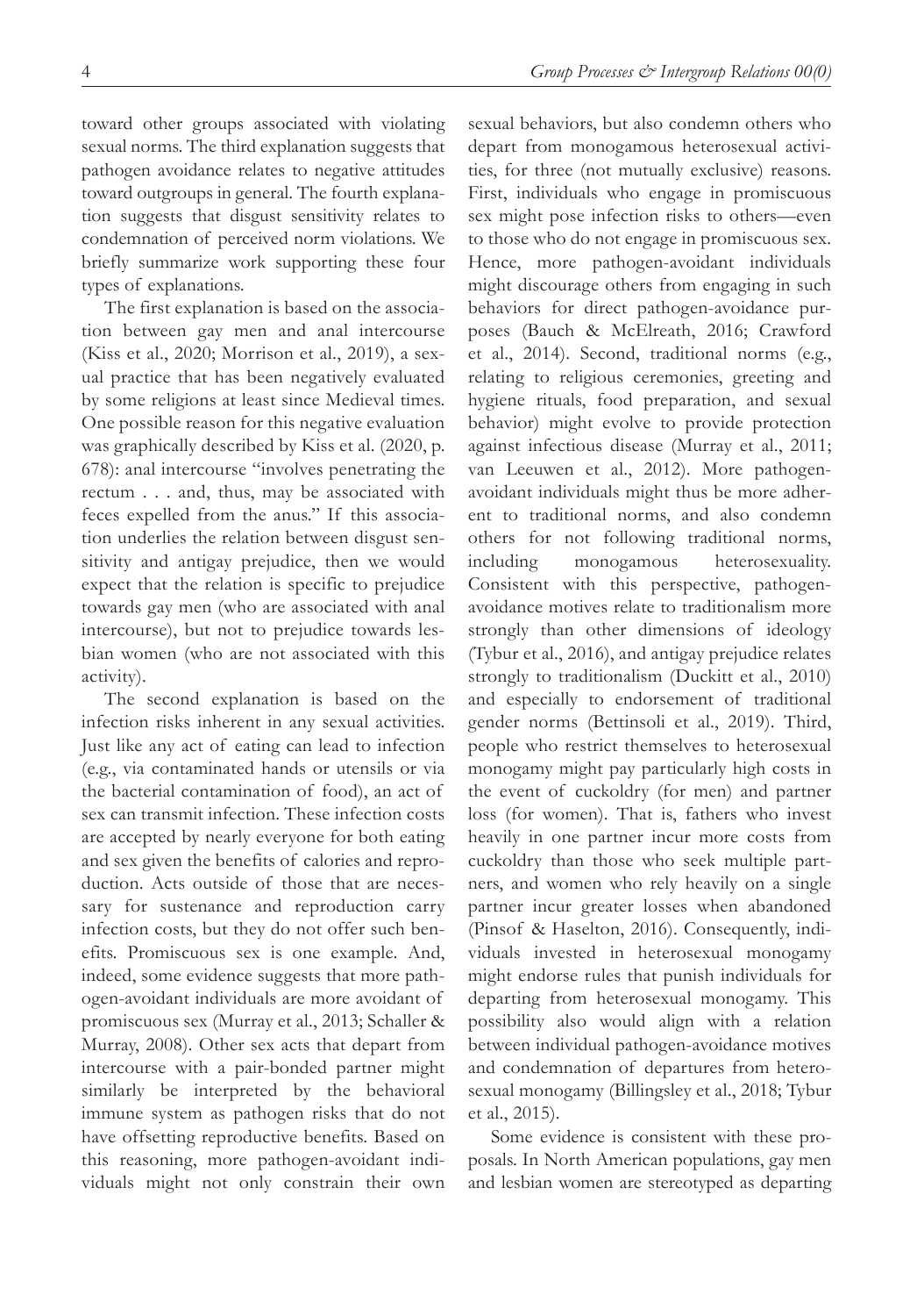toward other groups associated with violating sexual norms. The third explanation suggests that pathogen avoidance relates to negative attitudes toward outgroups in general. The fourth explanation suggests that disgust sensitivity relates to condemnation of perceived norm violations. We briefly summarize work supporting these four types of explanations.

The first explanation is based on the association between gay men and anal intercourse (Kiss et al., 2020; Morrison et al., 2019), a sexual practice that has been negatively evaluated by some religions at least since Medieval times. One possible reason for this negative evaluation was graphically described by Kiss et al. (2020, p. 678): anal intercourse "involves penetrating the rectum . . . and, thus, may be associated with feces expelled from the anus." If this association underlies the relation between disgust sensitivity and antigay prejudice, then we would expect that the relation is specific to prejudice towards gay men (who are associated with anal intercourse), but not to prejudice towards lesbian women (who are not associated with this activity).

The second explanation is based on the infection risks inherent in any sexual activities. Just like any act of eating can lead to infection (e.g., via contaminated hands or utensils or via the bacterial contamination of food), an act of sex can transmit infection. These infection costs are accepted by nearly everyone for both eating and sex given the benefits of calories and reproduction. Acts outside of those that are necessary for sustenance and reproduction carry infection costs, but they do not offer such benefits. Promiscuous sex is one example. And, indeed, some evidence suggests that more pathogen-avoidant individuals are more avoidant of promiscuous sex (Murray et al., 2013; Schaller & Murray, 2008). Other sex acts that depart from intercourse with a pair-bonded partner might similarly be interpreted by the behavioral immune system as pathogen risks that do not have offsetting reproductive benefits. Based on this reasoning, more pathogen-avoidant individuals might not only constrain their own sexual behaviors, but also condemn others who depart from monogamous heterosexual activities, for three (not mutually exclusive) reasons. First, individuals who engage in promiscuous sex might pose infection risks to others—even to those who do not engage in promiscuous sex. Hence, more pathogen-avoidant individuals might discourage others from engaging in such behaviors for direct pathogen-avoidance purposes (Bauch & McElreath, 2016; Crawford et al., 2014). Second, traditional norms (e.g., relating to religious ceremonies, greeting and hygiene rituals, food preparation, and sexual behavior) might evolve to provide protection against infectious disease (Murray et al., 2011; van Leeuwen et al., 2012). More pathogen-avoidant individuals might thus be more adherent to traditional norms, and also condemn others for not following traditional norms, including monogamous heterosexuality. Consistent with this perspective, pathogen-avoidance motives relate to traditionalism more strongly than other dimensions of ideology (Tybur et al., 2016), and antigay prejudice relates strongly to traditionalism (Duckitt et al., 2010) and especially to endorsement of traditional gender norms (Bettinsoli et al., 2019). Third, people who restrict themselves to heterosexual monogamy might pay particularly high costs in the event of cuckoldry (for men) and partner loss (for women). That is, fathers who invest heavily in one partner incur more costs from cuckoldry than those who seek multiple partners, and women who rely heavily on a single partner incur greater losses when abandoned (Pinsof & Haselton, 2016). Consequently, individuals invested in heterosexual monogamy might endorse rules that punish individuals for departing from heterosexual monogamy. This possibility also would align with a relation between individual pathogen-avoidance motives and condemnation of departures from heterosexual monogamy (Billingsley et al., 2018; Tybur et al., 2015).

Some evidence is consistent with these proposals. In North American populations, gay men and lesbian women are stereotyped as departing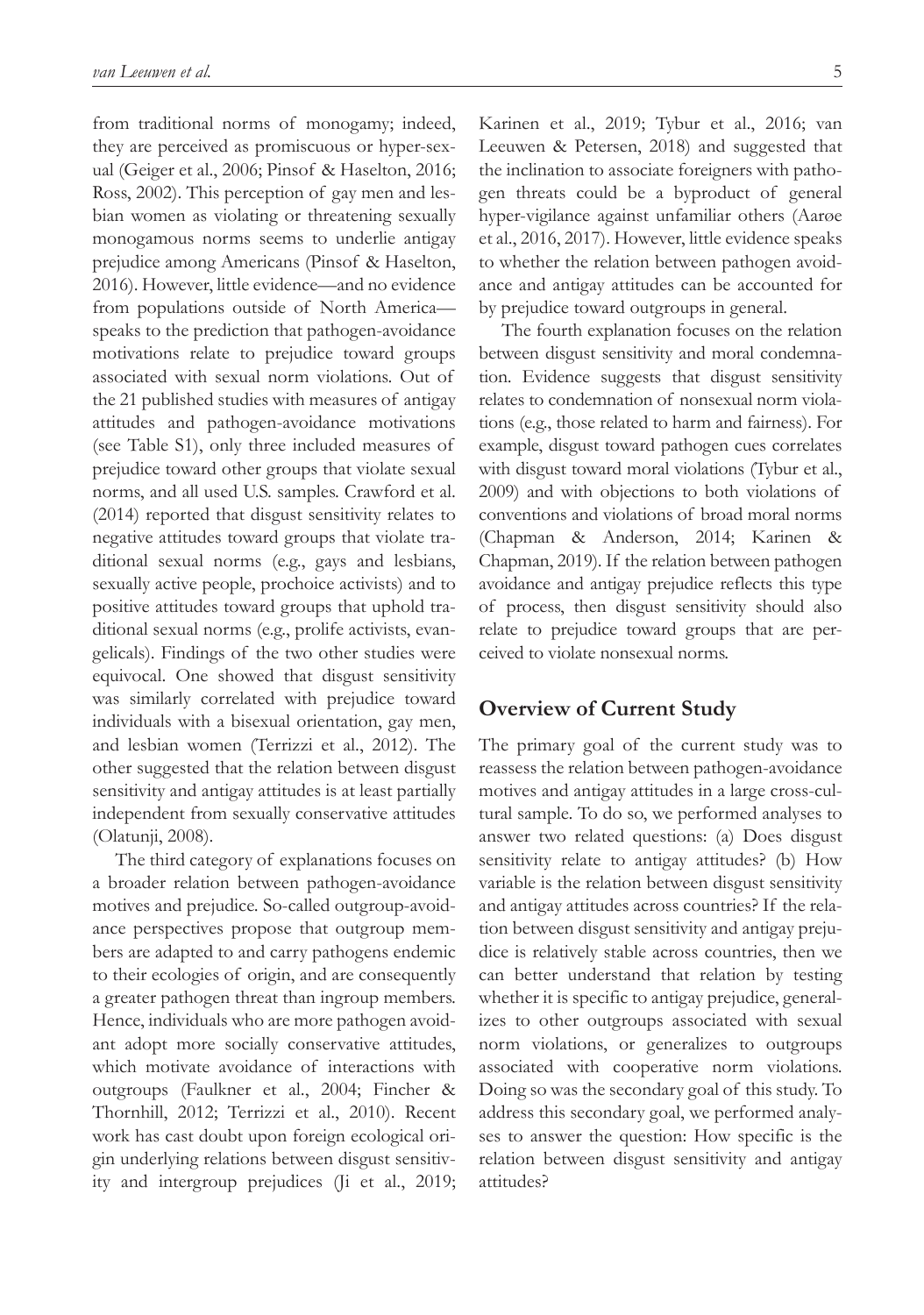from traditional norms of monogamy; indeed, they are perceived as promiscuous or hyper-sexual (Geiger et al., 2006; Pinsof & Haselton, 2016; Ross, 2002). This perception of gay men and lesbian women as violating or threatening sexually monogamous norms seems to underlie antigay prejudice among Americans (Pinsof & Haselton, 2016). However, little evidence—and no evidence from populations outside of North America—speaks to the prediction that pathogen-avoidance motivations relate to prejudice toward groups associated with sexual norm violations. Out of the 21 published studies with measures of antigay attitudes and pathogen-avoidance motivations (see Table S1), only three included measures of prejudice toward other groups that violate sexual norms, and all used U.S. samples. Crawford et al. (2014) reported that disgust sensitivity relates to negative attitudes toward groups that violate traditional sexual norms (e.g., gays and lesbians, sexually active people, prochoice activists) and to positive attitudes toward groups that uphold traditional sexual norms (e.g., prolife activists, evangelicals). Findings of the two other studies were equivocal. One showed that disgust sensitivity was similarly correlated with prejudice toward individuals with a bisexual orientation, gay men, and lesbian women (Terrizzi et al., 2012). The other suggested that the relation between disgust sensitivity and antigay attitudes is at least partially independent from sexually conservative attitudes (Olatunji, 2008).

The third category of explanations focuses on a broader relation between pathogen-avoidance motives and prejudice. So-called outgroup-avoidance perspectives propose that outgroup members are adapted to and carry pathogens endemic to their ecologies of origin, and are consequently a greater pathogen threat than ingroup members. Hence, individuals who are more pathogen avoidant adopt more socially conservative attitudes, which motivate avoidance of interactions with outgroups (Faulkner et al., 2004; Fincher & Thornhill, 2012; Terrizzi et al., 2010). Recent work has cast doubt upon foreign ecological origin underlying relations between disgust sensitivity and intergroup prejudices (Ji et al., 2019; Karinen et al., 2019; Tybur et al., 2016; van Leeuwen & Petersen, 2018) and suggested that the inclination to associate foreigners with pathogen threats could be a byproduct of general hyper-vigilance against unfamiliar others (Aarøe et al., 2016, 2017). However, little evidence speaks to whether the relation between pathogen avoidance and antigay attitudes can be accounted for by prejudice toward outgroups in general.

The fourth explanation focuses on the relation between disgust sensitivity and moral condemnation. Evidence suggests that disgust sensitivity relates to condemnation of nonsexual norm violations (e.g., those related to harm and fairness). For example, disgust toward pathogen cues correlates with disgust toward moral violations (Tybur et al., 2009) and with objections to both violations of conventions and violations of broad moral norms (Chapman & Anderson, 2014; Karinen & Chapman, 2019). If the relation between pathogen avoidance and antigay prejudice reflects this type of process, then disgust sensitivity should also relate to prejudice toward groups that are perceived to violate nonsexual norms.

## Overview of Current Study

The primary goal of the current study was to reassess the relation between pathogen-avoidance motives and antigay attitudes in a large cross-cultural sample. To do so, we performed analyses to answer two related questions: (a) Does disgust sensitivity relate to antigay attitudes? (b) How variable is the relation between disgust sensitivity and antigay attitudes across countries? If the relation between disgust sensitivity and antigay prejudice is relatively stable across countries, then we can better understand that relation by testing whether it is specific to antigay prejudice, generalizes to other outgroups associated with sexual norm violations, or generalizes to outgroups associated with cooperative norm violations. Doing so was the secondary goal of this study. To address this secondary goal, we performed analyses to answer the question: How specific is the relation between disgust sensitivity and antigay attitudes?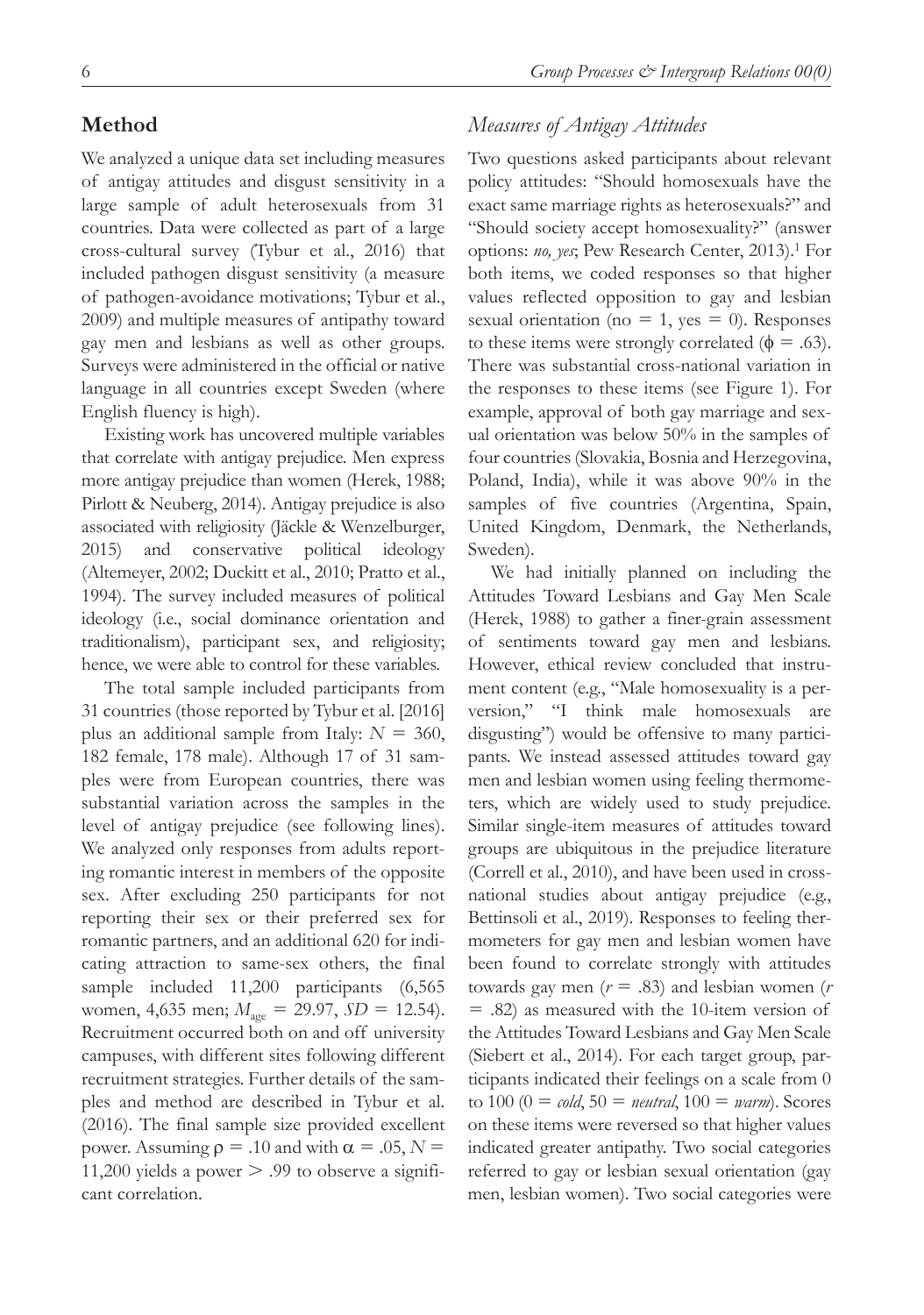## Method

We analyzed a unique data set including measures of antigay attitudes and disgust sensitivity in a large sample of adult heterosexuals from 31 countries. Data were collected as part of a large cross-cultural survey (Tybur et al., 2016) that included pathogen disgust sensitivity (a measure of pathogen-avoidance motivations; Tybur et al., 2009) and multiple measures of antipathy toward gay men and lesbians as well as other groups. Surveys were administered in the official or native language in all countries except Sweden (where English fluency is high).

Existing work has uncovered multiple variables that correlate with antigay prejudice. Men express more antigay prejudice than women (Herek, 1988; Pirlott & Neuberg, 2014). Antigay prejudice is also associated with religiosity (Jäckle & Wenzelburger, 2015) and conservative political ideology (Altemeyer, 2002; Duckitt et al., 2010; Pratto et al., 1994). The survey included measures of political ideology (i.e., social dominance orientation and traditionalism), participant sex, and religiosity; hence, we were able to control for these variables.

The total sample included participants from 31 countries (those reported by Tybur et al. [2016] plus an additional sample from Italy: $N = 360$, 182 female, 178 male). Although 17 of 31 samples were from European countries, there was substantial variation across the samples in the level of antigay prejudice (see following lines). We analyzed only responses from adults reporting romantic interest in members of the opposite sex. After excluding 250 participants for not reporting their sex or their preferred sex for romantic partners, and an additional 620 for indicating attraction to same-sex others, the final sample included 11,200 participants (6,565 women, 4,635 men; $M_{age} = 29.97$, $SD = 12.54$). Recruitment occurred both on and off university campuses, with different sites following different recruitment strategies. Further details of the samples and method are described in Tybur et al. (2016). The final sample size provided excellent power. Assuming $\rho = .10$ and with $\alpha = .05$, $N = 11{,}200$ yields a power $> .99$ to observe a significant correlation.

### *Measures of Antigay Attitudes*

Two questions asked participants about relevant policy attitudes: "Should homosexuals have the exact same marriage rights as heterosexuals?" and "Should society accept homosexuality?" (answer options: *no, yes*; Pew Research Center, 2013).[1] For both items, we coded responses so that higher values reflected opposition to gay and lesbian sexual orientation (no = 1, yes = 0). Responses to these items were strongly correlated ($\phi = .63$). There was substantial cross-national variation in the responses to these items (see Figure 1). For example, approval of both gay marriage and sexual orientation was below 50% in the samples of four countries (Slovakia, Bosnia and Herzegovina, Poland, India), while it was above 90% in the samples of five countries (Argentina, Spain, United Kingdom, Denmark, the Netherlands, Sweden).

We had initially planned on including the Attitudes Toward Lesbians and Gay Men Scale (Herek, 1988) to gather a finer-grain assessment of sentiments toward gay men and lesbians. However, ethical review concluded that instrument content (e.g., "Male homosexuality is a perversion," "I think male homosexuals are disgusting") would be offensive to many participants. We instead assessed attitudes toward gay men and lesbian women using feeling thermometers, which are widely used to study prejudice. Similar single-item measures of attitudes toward groups are ubiquitous in the prejudice literature (Correll et al., 2010), and have been used in cross-national studies about antigay prejudice (e.g., Bettinsoli et al., 2019). Responses to feeling thermometers for gay men and lesbian women have been found to correlate strongly with attitudes towards gay men ($r = .83$) and lesbian women ($r = .82$) as measured with the 10-item version of the Attitudes Toward Lesbians and Gay Men Scale (Siebert et al., 2014). For each target group, participants indicated their feelings on a scale from 0 to 100 (0 = *cold*, 50 = *neutral*, 100 = *warm*). Scores on these items were reversed so that higher values indicated greater antipathy. Two social categories referred to gay or lesbian sexual orientation (gay men, lesbian women). Two social categories were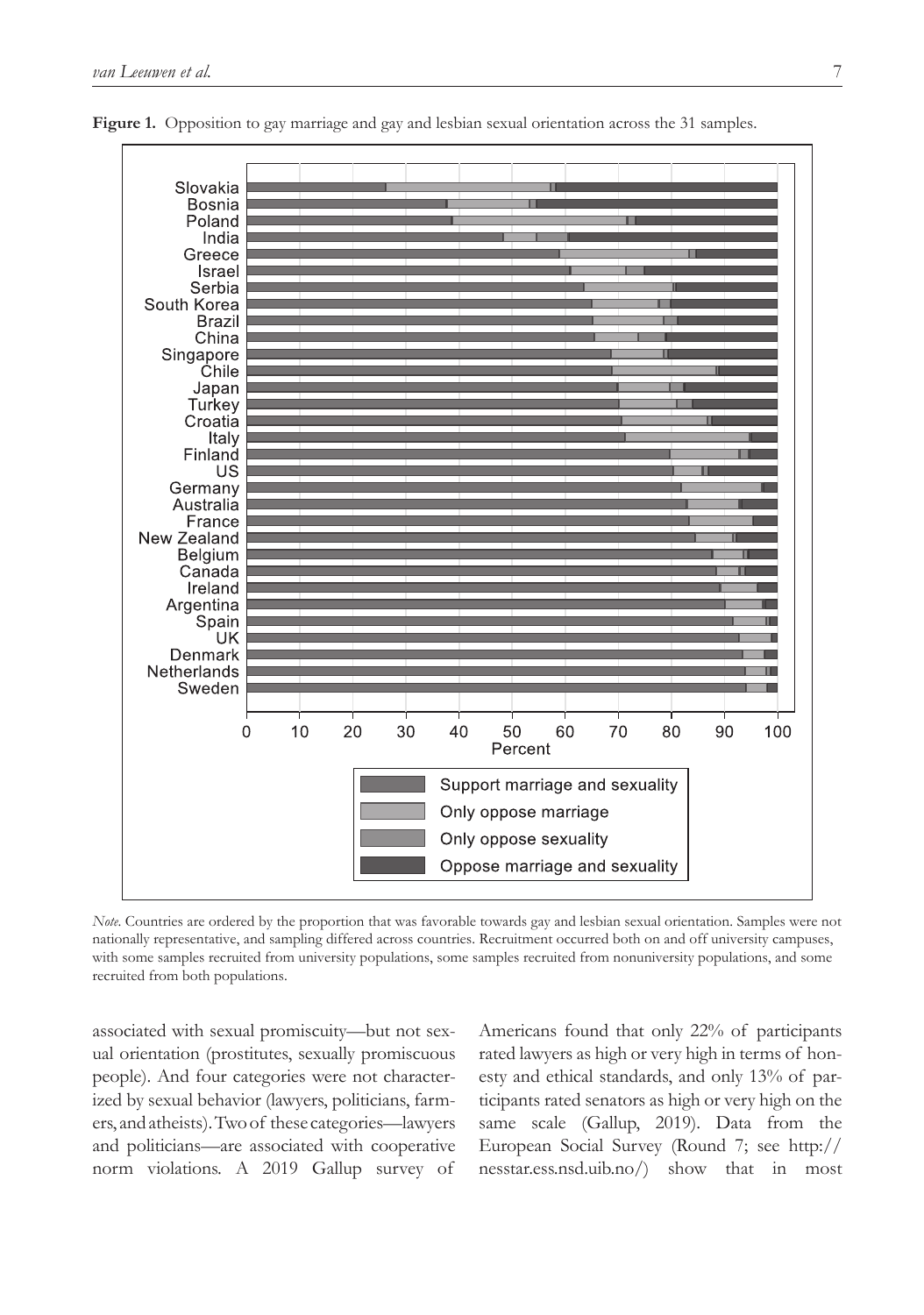**Figure 1.** Opposition to gay marriage and gay and lesbian sexual orientation across the 31 samples.

*Note*. Countries are ordered by the proportion that was favorable towards gay and lesbian sexual orientation. Samples were not nationally representative, and sampling differed across countries. Recruitment occurred both on and off university campuses, with some samples recruited from university populations, some samples recruited from nonuniversity populations, and some recruited from both populations.

associated with sexual promiscuity—but not sexual orientation (prostitutes, sexually promiscuous people). And four categories were not characterized by sexual behavior (lawyers, politicians, farmers, and atheists). Two of these categories—lawyers and politicians—are associated with cooperative norm violations. A 2019 Gallup survey of Americans found that only 22% of participants rated lawyers as high or very high in terms of honesty and ethical standards, and only 13% of participants rated senators as high or very high on the same scale (Gallup, 2019). Data from the European Social Survey (Round 7; see http://nesstar.ess.nsd.uib.no/) show that in most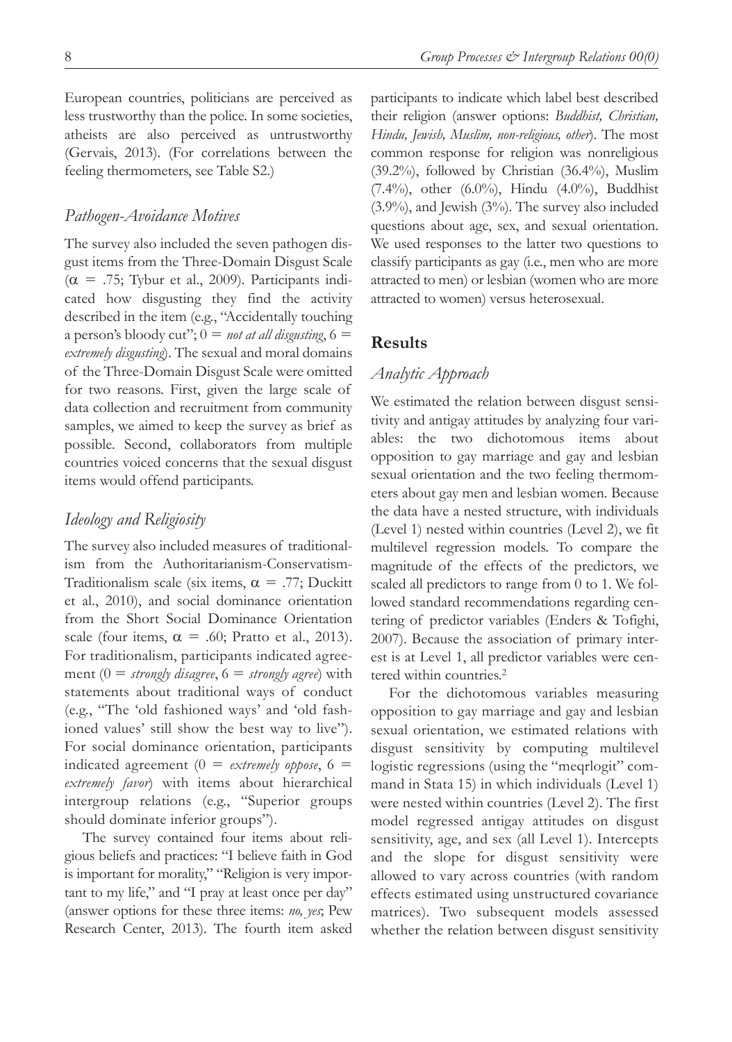European countries, politicians are perceived as less trustworthy than the police. In some societies, atheists are also perceived as untrustworthy (Gervais, 2013). (For correlations between the feeling thermometers, see Table S2.)

### *Pathogen-Avoidance Motives*

The survey also included the seven pathogen disgust items from the Three-Domain Disgust Scale ($\alpha = .75$; Tybur et al., 2009). Participants indicated how disgusting they find the activity described in the item (e.g., "Accidentally touching a person's bloody cut"; 0 = *not at all disgusting*, 6 = *extremely disgusting*). The sexual and moral domains of the Three-Domain Disgust Scale were omitted for two reasons. First, given the large scale of data collection and recruitment from community samples, we aimed to keep the survey as brief as possible. Second, collaborators from multiple countries voiced concerns that the sexual disgust items would offend participants.

### *Ideology and Religiosity*

The survey also included measures of traditionalism from the Authoritarianism-Conservatism-Traditionalism scale (six items, $\alpha = .77$; Duckitt et al., 2010), and social dominance orientation from the Short Social Dominance Orientation scale (four items, $\alpha = .60$; Pratto et al., 2013). For traditionalism, participants indicated agreement (0 = *strongly disagree*, 6 = *strongly agree*) with statements about traditional ways of conduct (e.g., "The 'old fashioned ways' and 'old fashioned values' still show the best way to live"). For social dominance orientation, participants indicated agreement (0 = *extremely oppose*, 6 = *extremely favor*) with items about hierarchical intergroup relations (e.g., "Superior groups should dominate inferior groups").

The survey contained four items about religious beliefs and practices: "I believe faith in God is important for morality," "Religion is very important to my life," and "I pray at least once per day" (answer options for these three items: *no, yes*; Pew Research Center, 2013). The fourth item asked participants to indicate which label best described their religion (answer options: *Buddhist, Christian, Hindu, Jewish, Muslim, non-religious, other*). The most common response for religion was nonreligious (39.2%), followed by Christian (36.4%), Muslim (7.4%), other (6.0%), Hindu (4.0%), Buddhist (3.9%), and Jewish (3%). The survey also included questions about age, sex, and sexual orientation. We used responses to the latter two questions to classify participants as gay (i.e., men who are more attracted to men) or lesbian (women who are more attracted to women) versus heterosexual.

## Results

### *Analytic Approach*

We estimated the relation between disgust sensitivity and antigay attitudes by analyzing four variables: the two dichotomous items about opposition to gay marriage and gay and lesbian sexual orientation and the two feeling thermometers about gay men and lesbian women. Because the data have a nested structure, with individuals (Level 1) nested within countries (Level 2), we fit multilevel regression models. To compare the magnitude of the effects of the predictors, we scaled all predictors to range from 0 to 1. We followed standard recommendations regarding centering of predictor variables (Enders & Tofighi, 2007). Because the association of primary interest is at Level 1, all predictor variables were centered within countries.[2]

For the dichotomous variables measuring opposition to gay marriage and gay and lesbian sexual orientation, we estimated relations with disgust sensitivity by computing multilevel logistic regressions (using the "meqrlogit" command in Stata 15) in which individuals (Level 1) were nested within countries (Level 2). The first model regressed antigay attitudes on disgust sensitivity, age, and sex (all Level 1). Intercepts and the slope for disgust sensitivity were allowed to vary across countries (with random effects estimated using unstructured covariance matrices). Two subsequent models assessed whether the relation between disgust sensitivity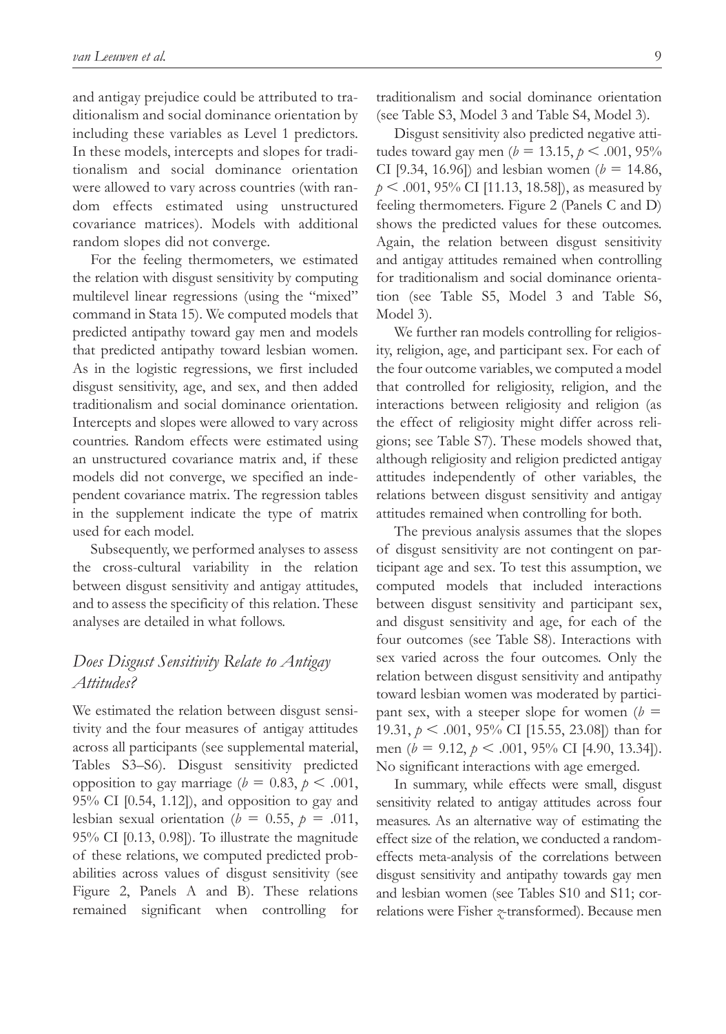and antigay prejudice could be attributed to traditionalism and social dominance orientation by including these variables as Level 1 predictors. In these models, intercepts and slopes for traditionalism and social dominance orientation were allowed to vary across countries (with random effects estimated using unstructured covariance matrices). Models with additional random slopes did not converge.

For the feeling thermometers, we estimated the relation with disgust sensitivity by computing multilevel linear regressions (using the "mixed" command in Stata 15). We computed models that predicted antipathy toward gay men and models that predicted antipathy toward lesbian women. As in the logistic regressions, we first included disgust sensitivity, age, and sex, and then added traditionalism and social dominance orientation. Intercepts and slopes were allowed to vary across countries. Random effects were estimated using an unstructured covariance matrix and, if these models did not converge, we specified an independent covariance matrix. The regression tables in the supplement indicate the type of matrix used for each model.

Subsequently, we performed analyses to assess the cross-cultural variability in the relation between disgust sensitivity and antigay attitudes, and to assess the specificity of this relation. These analyses are detailed in what follows.

## *Does Disgust Sensitivity Relate to Antigay Attitudes?*

We estimated the relation between disgust sensitivity and the four measures of antigay attitudes across all participants (see supplemental material, Tables S3–S6). Disgust sensitivity predicted opposition to gay marriage ($b = 0.83$, $p < .001$, 95% CI [0.54, 1.12]), and opposition to gay and lesbian sexual orientation ($b = 0.55$, $p = .011$, 95% CI [0.13, 0.98]). To illustrate the magnitude of these relations, we computed predicted probabilities across values of disgust sensitivity (see Figure 2, Panels A and B). These relations remained significant when controlling for traditionalism and social dominance orientation (see Table S3, Model 3 and Table S4, Model 3).

Disgust sensitivity also predicted negative attitudes toward gay men ($b = 13.15$, $p < .001$, 95% CI [9.34, 16.96]) and lesbian women ($b = 14.86$, $p < .001$, 95% CI [11.13, 18.58]), as measured by feeling thermometers. Figure 2 (Panels C and D) shows the predicted values for these outcomes. Again, the relation between disgust sensitivity and antigay attitudes remained when controlling for traditionalism and social dominance orientation (see Table S5, Model 3 and Table S6, Model 3).

We further ran models controlling for religiosity, religion, age, and participant sex. For each of the four outcome variables, we computed a model that controlled for religiosity, religion, and the interactions between religiosity and religion (as the effect of religiosity might differ across religions; see Table S7). These models showed that, although religiosity and religion predicted antigay attitudes independently of other variables, the relations between disgust sensitivity and antigay attitudes remained when controlling for both.

The previous analysis assumes that the slopes of disgust sensitivity are not contingent on participant age and sex. To test this assumption, we computed models that included interactions between disgust sensitivity and participant sex, and disgust sensitivity and age, for each of the four outcomes (see Table S8). Interactions with sex varied across the four outcomes. Only the relation between disgust sensitivity and antipathy toward lesbian women was moderated by participant sex, with a steeper slope for women ($b = 19.31$, $p < .001$, 95% CI [15.55, 23.08]) than for men ($b = 9.12$, $p < .001$, 95% CI [4.90, 13.34]). No significant interactions with age emerged.

In summary, while effects were small, disgust sensitivity related to antigay attitudes across four measures. As an alternative way of estimating the effect size of the relation, we conducted a random-effects meta-analysis of the correlations between disgust sensitivity and antipathy towards gay men and lesbian women (see Tables S10 and S11; correlations were Fisher $z$-transformed). Because men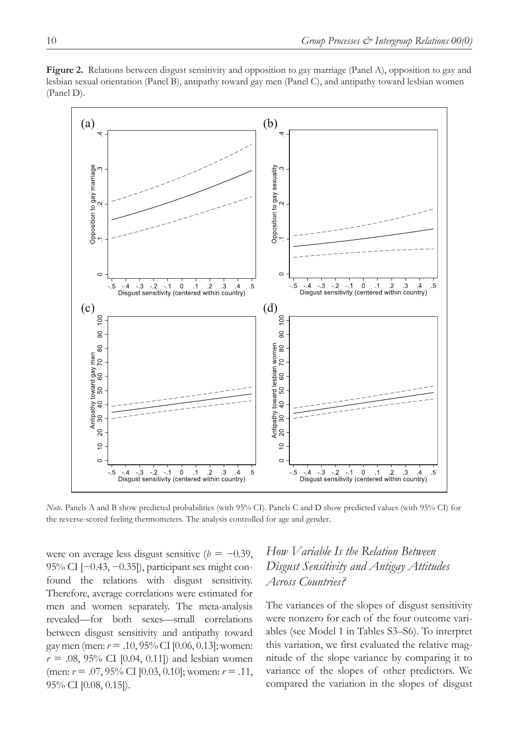**Figure 2.** Relations between disgust sensitivity and opposition to gay marriage (Panel A), opposition to gay and lesbian sexual orientation (Panel B), antipathy toward gay men (Panel C), and antipathy toward lesbian women (Panel D).

*Note*. Panels A and B show predicted probabilities (with 95% CI). Panels C and D show predicted values (with 95% CI) for the reverse-scored feeling thermometers. The analysis controlled for age and gender.

were on average less disgust sensitive ($b = -0.39$, 95% CI [−0.43, −0.35]), participant sex might confound the relations with disgust sensitivity. Therefore, average correlations were estimated for men and women separately. The meta-analysis revealed—for both sexes—small correlations between disgust sensitivity and antipathy toward gay men (men: $r = .10$, 95% CI [0.06, 0.13]; women: $r = .08$, 95% CI [0.04, 0.11]) and lesbian women (men: $r = .07$, 95% CI [0.03, 0.10]; women: $r = .11$, 95% CI [0.08, 0.15]).

## *How Variable Is the Relation Between Disgust Sensitivity and Antigay Attitudes Across Countries?*

The variances of the slopes of disgust sensitivity were nonzero for each of the four outcome variables (see Model 1 in Tables S3–S6). To interpret this variation, we first evaluated the relative magnitude of the slope variance by comparing it to variance of the slopes of other predictors. We compared the variation in the slopes of disgust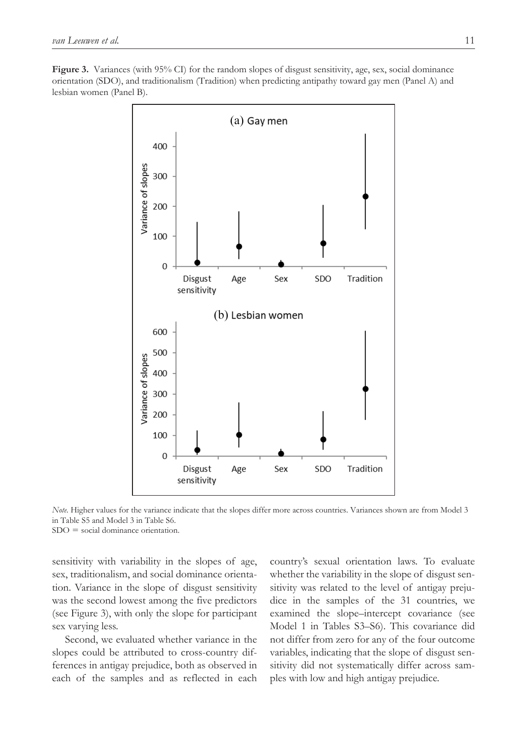**Figure 3.** Variances (with 95% CI) for the random slopes of disgust sensitivity, age, sex, social dominance orientation (SDO), and traditionalism (Tradition) when predicting antipathy toward gay men (Panel A) and lesbian women (Panel B).

*Note.* Higher values for the variance indicate that the slopes differ more across countries. Variances shown are from Model 3 in Table S5 and Model 3 in Table S6.
SDO = social dominance orientation.

sensitivity with variability in the slopes of age, sex, traditionalism, and social dominance orientation. Variance in the slope of disgust sensitivity was the second lowest among the five predictors (see Figure 3), with only the slope for participant sex varying less.

Second, we evaluated whether variance in the slopes could be attributed to cross-country differences in antigay prejudice, both as observed in each of the samples and as reflected in each country's sexual orientation laws. To evaluate whether the variability in the slope of disgust sensitivity was related to the level of antigay prejudice in the samples of the 31 countries, we examined the slope–intercept covariance (see Model 1 in Tables S3–S6). This covariance did not differ from zero for any of the four outcome variables, indicating that the slope of disgust sensitivity did not systematically differ across samples with low and high antigay prejudice.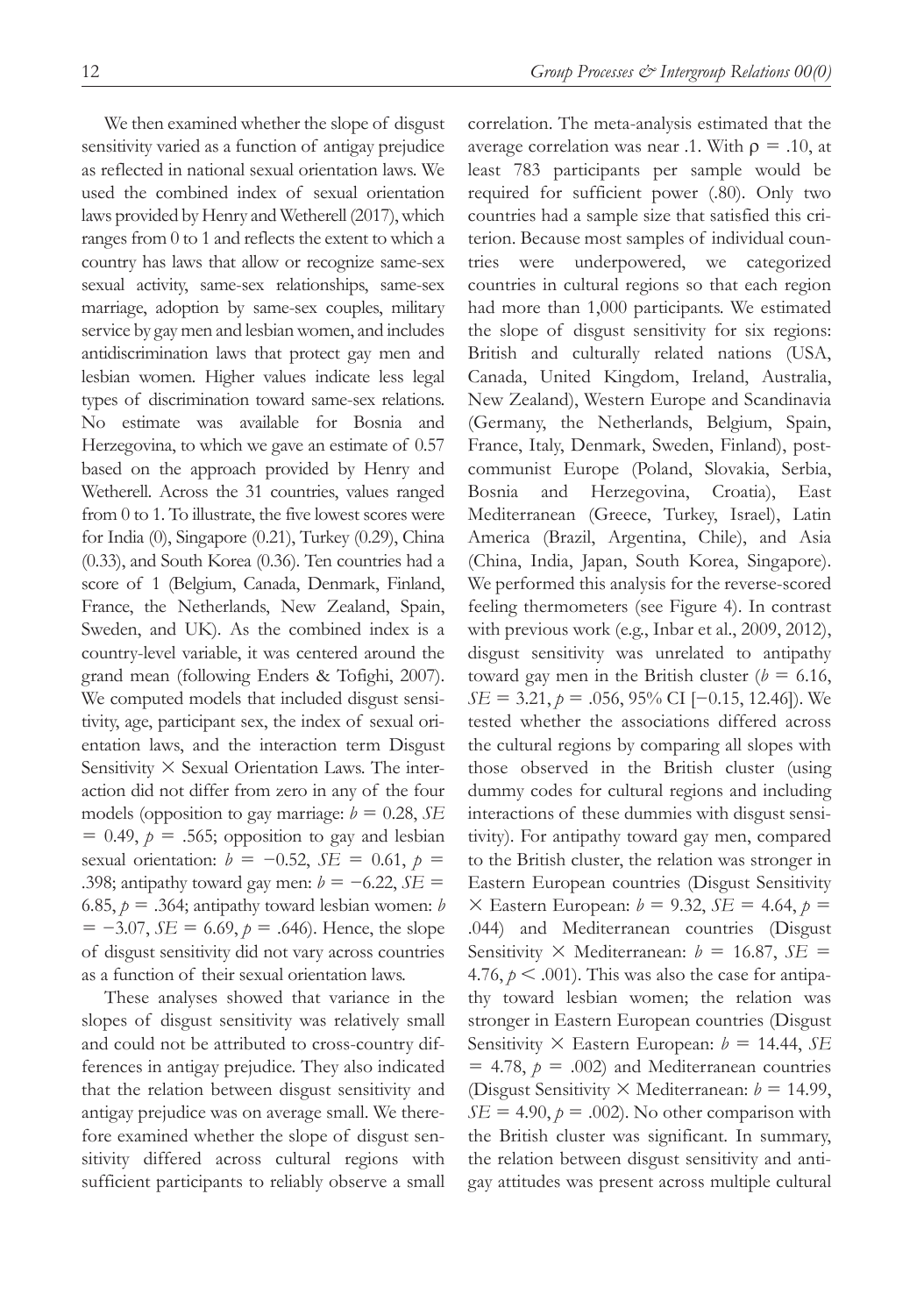We then examined whether the slope of disgust sensitivity varied as a function of antigay prejudice as reflected in national sexual orientation laws. We used the combined index of sexual orientation laws provided by Henry and Wetherell (2017), which ranges from 0 to 1 and reflects the extent to which a country has laws that allow or recognize same-sex sexual activity, same-sex relationships, same-sex marriage, adoption by same-sex couples, military service by gay men and lesbian women, and includes antidiscrimination laws that protect gay men and lesbian women. Higher values indicate less legal types of discrimination toward same-sex relations. No estimate was available for Bosnia and Herzegovina, to which we gave an estimate of 0.57 based on the approach provided by Henry and Wetherell. Across the 31 countries, values ranged from 0 to 1. To illustrate, the five lowest scores were for India (0), Singapore (0.21), Turkey (0.29), China (0.33), and South Korea (0.36). Ten countries had a score of 1 (Belgium, Canada, Denmark, Finland, France, the Netherlands, New Zealand, Spain, Sweden, and UK). As the combined index is a country-level variable, it was centered around the grand mean (following Enders & Tofighi, 2007). We computed models that included disgust sensitivity, age, participant sex, the index of sexual orientation laws, and the interaction term Disgust Sensitivity × Sexual Orientation Laws. The interaction did not differ from zero in any of the four models (opposition to gay marriage: $b = 0.28$, $SE = 0.49$, $p = .565$; opposition to gay and lesbian sexual orientation: $b = -0.52$, $SE = 0.61$, $p = .398$; antipathy toward gay men: $b = -6.22$, $SE = 6.85$, $p = .364$; antipathy toward lesbian women: $b = -3.07$, $SE = 6.69$, $p = .646$). Hence, the slope of disgust sensitivity did not vary across countries as a function of their sexual orientation laws.

These analyses showed that variance in the slopes of disgust sensitivity was relatively small and could not be attributed to cross-country differences in antigay prejudice. They also indicated that the relation between disgust sensitivity and antigay prejudice was on average small. We therefore examined whether the slope of disgust sensitivity differed across cultural regions with sufficient participants to reliably observe a small correlation. The meta-analysis estimated that the average correlation was near .1. With $\rho = .10$, at least 783 participants per sample would be required for sufficient power (.80). Only two countries had a sample size that satisfied this criterion. Because most samples of individual countries were underpowered, we categorized countries in cultural regions so that each region had more than 1,000 participants. We estimated the slope of disgust sensitivity for six regions: British and culturally related nations (USA, Canada, United Kingdom, Ireland, Australia, New Zealand), Western Europe and Scandinavia (Germany, the Netherlands, Belgium, Spain, France, Italy, Denmark, Sweden, Finland), post-communist Europe (Poland, Slovakia, Serbia, Bosnia and Herzegovina, Croatia), East Mediterranean (Greece, Turkey, Israel), Latin America (Brazil, Argentina, Chile), and Asia (China, India, Japan, South Korea, Singapore). We performed this analysis for the reverse-scored feeling thermometers (see Figure 4). In contrast with previous work (e.g., Inbar et al., 2009, 2012), disgust sensitivity was unrelated to antipathy toward gay men in the British cluster ($b = 6.16$, $SE = 3.21$, $p = .056$, 95% CI [−0.15, 12.46]). We tested whether the associations differed across the cultural regions by comparing all slopes with those observed in the British cluster (using dummy codes for cultural regions and including interactions of these dummies with disgust sensitivity). For antipathy toward gay men, compared to the British cluster, the relation was stronger in Eastern European countries (Disgust Sensitivity × Eastern European: $b = 9.32$, $SE = 4.64$, $p = .044$) and Mediterranean countries (Disgust Sensitivity × Mediterranean: $b = 16.87$, $SE = 4.76$, $p < .001$). This was also the case for antipathy toward lesbian women; the relation was stronger in Eastern European countries (Disgust Sensitivity × Eastern European: $b = 14.44$, $SE = 4.78$, $p = .002$) and Mediterranean countries (Disgust Sensitivity × Mediterranean: $b = 14.99$, $SE = 4.90$, $p = .002$). No other comparison with the British cluster was significant. In summary, the relation between disgust sensitivity and antigay attitudes was present across multiple cultural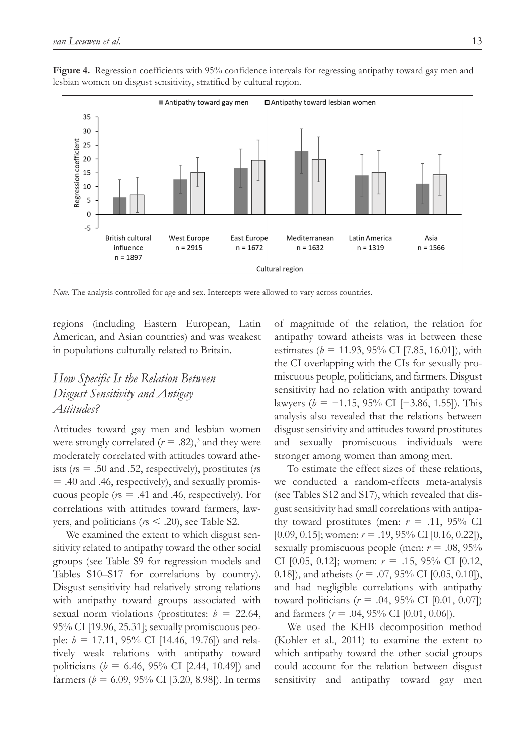**Figure 4.** Regression coefficients with 95% confidence intervals for regressing antipathy toward gay men and lesbian women on disgust sensitivity, stratified by cultural region.

*Note*. The analysis controlled for age and sex. Intercepts were allowed to vary across countries.

regions (including Eastern European, Latin American, and Asian countries) and was weakest in populations culturally related to Britain.

## *How Specific Is the Relation Between Disgust Sensitivity and Antigay Attitudes?*

Attitudes toward gay men and lesbian women were strongly correlated ($r$ = .82),[3] and they were moderately correlated with attitudes toward atheists ($r$s = .50 and .52, respectively), prostitutes ($r$s = .40 and .46, respectively), and sexually promiscuous people ($r$s = .41 and .46, respectively). For correlations with attitudes toward farmers, lawyers, and politicians ($r$s < .20), see Table S2.

We examined the extent to which disgust sensitivity related to antipathy toward the other social groups (see Table S9 for regression models and Tables S10–S17 for correlations by country). Disgust sensitivity had relatively strong relations with antipathy toward groups associated with sexual norm violations (prostitutes: $b$ = 22.64, 95% CI [19.96, 25.31]; sexually promiscuous people: $b$ = 17.11, 95% CI [14.46, 19.76]) and relatively weak relations with antipathy toward politicians ($b$ = 6.46, 95% CI [2.44, 10.49]) and farmers ($b$ = 6.09, 95% CI [3.20, 8.98]). In terms of magnitude of the relation, the relation for antipathy toward atheists was in between these estimates ($b$ = 11.93, 95% CI [7.85, 16.01]), with the CI overlapping with the CIs for sexually promiscuous people, politicians, and farmers. Disgust sensitivity had no relation with antipathy toward lawyers ($b$ = −1.15, 95% CI [−3.86, 1.55]). This analysis also revealed that the relations between disgust sensitivity and attitudes toward prostitutes and sexually promiscuous individuals were stronger among women than among men.

To estimate the effect sizes of these relations, we conducted a random-effects meta-analysis (see Tables S12 and S17), which revealed that disgust sensitivity had small correlations with antipathy toward prostitutes (men: $r$ = .11, 95% CI [0.09, 0.15]; women: $r$ = .19, 95% CI [0.16, 0.22]), sexually promiscuous people (men: $r$ = .08, 95% CI [0.05, 0.12]; women: $r$ = .15, 95% CI [0.12, 0.18]), and atheists ($r$ = .07, 95% CI [0.05, 0.10]), and had negligible correlations with antipathy toward politicians ($r$ = .04, 95% CI [0.01, 0.07]) and farmers ($r$ = .04, 95% CI [0.01, 0.06]).

We used the KHB decomposition method (Kohler et al., 2011) to examine the extent to which antipathy toward the other social groups could account for the relation between disgust sensitivity and antipathy toward gay men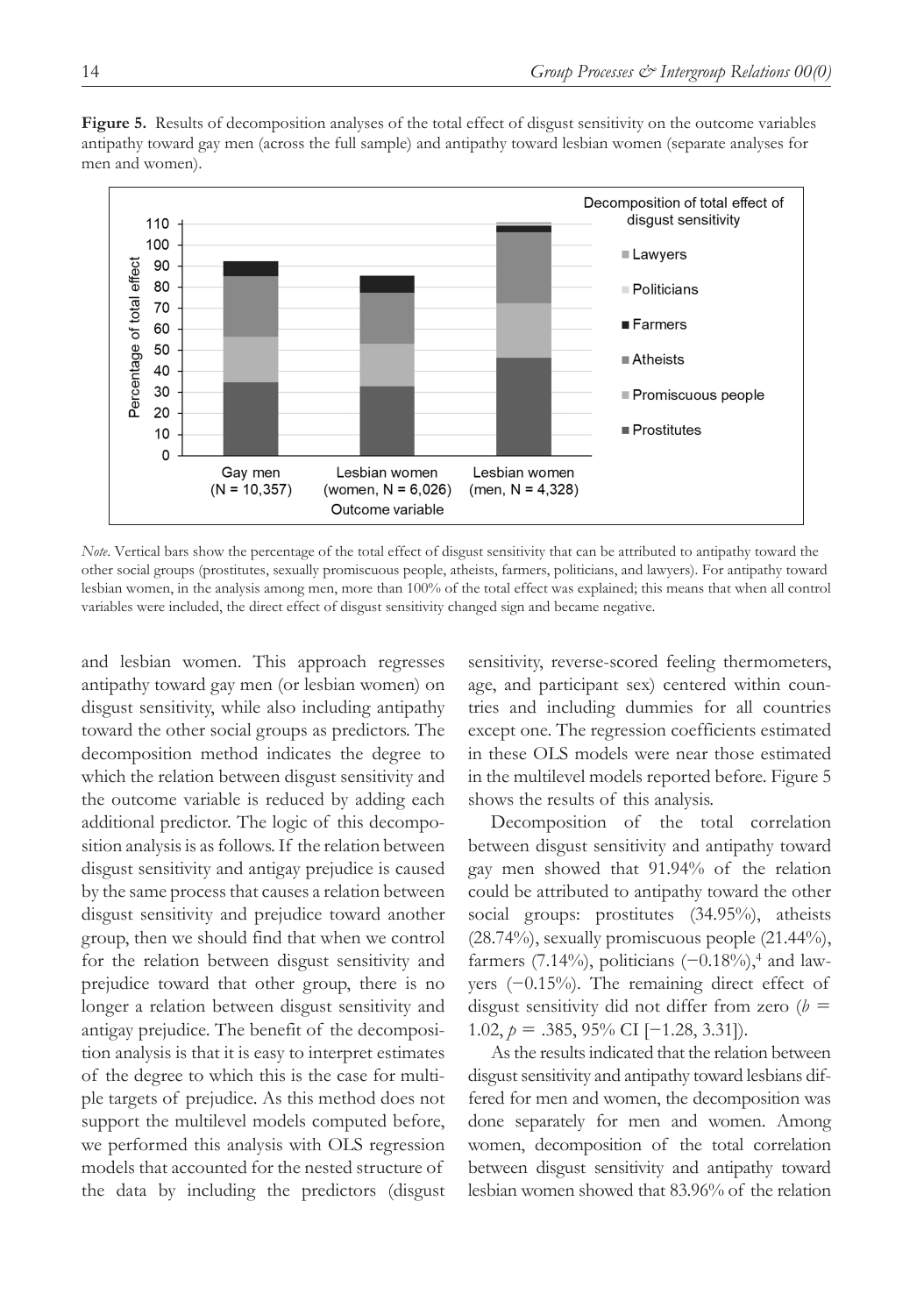**Figure 5.** Results of decomposition analyses of the total effect of disgust sensitivity on the outcome variables antipathy toward gay men (across the full sample) and antipathy toward lesbian women (separate analyses for men and women).

*Note*. Vertical bars show the percentage of the total effect of disgust sensitivity that can be attributed to antipathy toward the other social groups (prostitutes, sexually promiscuous people, atheists, farmers, politicians, and lawyers). For antipathy toward lesbian women, in the analysis among men, more than 100% of the total effect was explained; this means that when all control variables were included, the direct effect of disgust sensitivity changed sign and became negative.

and lesbian women. This approach regresses antipathy toward gay men (or lesbian women) on disgust sensitivity, while also including antipathy toward the other social groups as predictors. The decomposition method indicates the degree to which the relation between disgust sensitivity and the outcome variable is reduced by adding each additional predictor. The logic of this decomposition analysis is as follows. If the relation between disgust sensitivity and antigay prejudice is caused by the same process that causes a relation between disgust sensitivity and prejudice toward another group, then we should find that when we control for the relation between disgust sensitivity and prejudice toward that other group, there is no longer a relation between disgust sensitivity and antigay prejudice. The benefit of the decomposition analysis is that it is easy to interpret estimates of the degree to which this is the case for multiple targets of prejudice. As this method does not support the multilevel models computed before, we performed this analysis with OLS regression models that accounted for the nested structure of the data by including the predictors (disgust sensitivity, reverse-scored feeling thermometers, age, and participant sex) centered within countries and including dummies for all countries except one. The regression coefficients estimated in these OLS models were near those estimated in the multilevel models reported before. Figure 5 shows the results of this analysis.

Decomposition of the total correlation between disgust sensitivity and antipathy toward gay men showed that 91.94% of the relation could be attributed to antipathy toward the other social groups: prostitutes (34.95%), atheists (28.74%), sexually promiscuous people (21.44%), farmers (7.14%), politicians (−0.18%),[4] and lawyers (−0.15%). The remaining direct effect of disgust sensitivity did not differ from zero ($b$ = 1.02, $p$ = .385, 95% CI [−1.28, 3.31]).

As the results indicated that the relation between disgust sensitivity and antipathy toward lesbians differed for men and women, the decomposition was done separately for men and women. Among women, decomposition of the total correlation between disgust sensitivity and antipathy toward lesbian women showed that 83.96% of the relation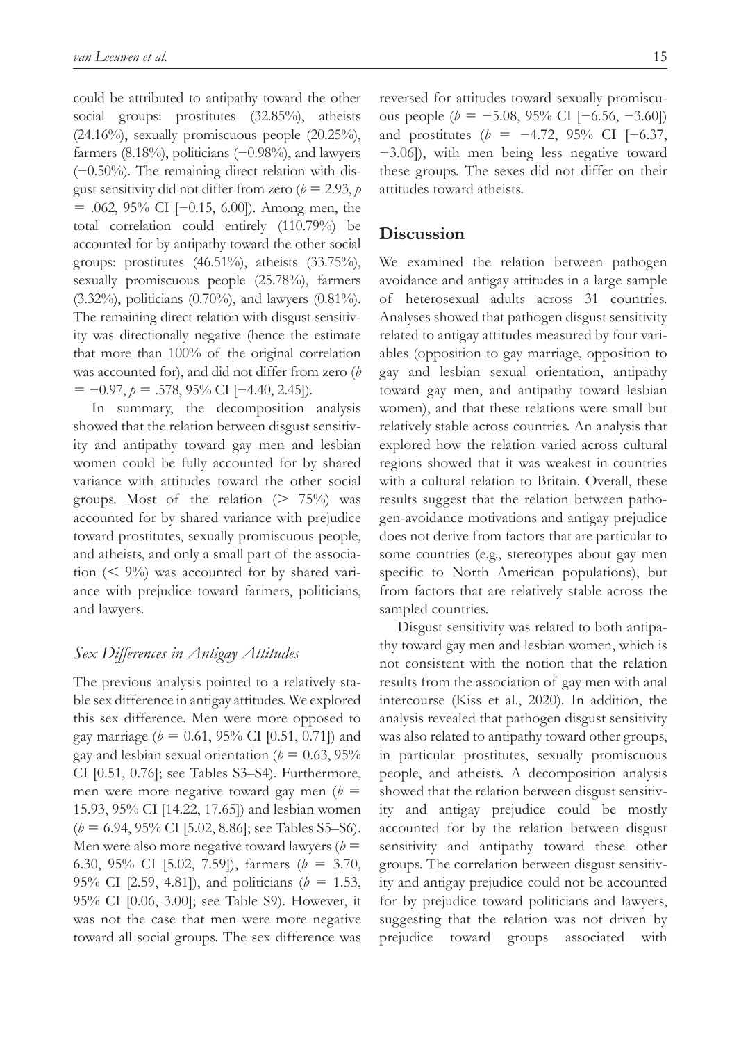could be attributed to antipathy toward the other social groups: prostitutes (32.85%), atheists (24.16%), sexually promiscuous people (20.25%), farmers (8.18%), politicians (−0.98%), and lawyers (−0.50%). The remaining direct relation with disgust sensitivity did not differ from zero ($b = 2.93$, $p = .062$, 95% CI [−0.15, 6.00]). Among men, the total correlation could entirely (110.79%) be accounted for by antipathy toward the other social groups: prostitutes (46.51%), atheists (33.75%), sexually promiscuous people (25.78%), farmers (3.32%), politicians (0.70%), and lawyers (0.81%). The remaining direct relation with disgust sensitivity was directionally negative (hence the estimate that more than 100% of the original correlation was accounted for), and did not differ from zero ($b = -0.97$, $p = .578$, 95% CI [−4.40, 2.45]).

In summary, the decomposition analysis showed that the relation between disgust sensitivity and antipathy toward gay men and lesbian women could be fully accounted for by shared variance with attitudes toward the other social groups. Most of the relation (> 75%) was accounted for by shared variance with prejudice toward prostitutes, sexually promiscuous people, and atheists, and only a small part of the association (< 9%) was accounted for by shared variance with prejudice toward farmers, politicians, and lawyers.

### *Sex Differences in Antigay Attitudes*

The previous analysis pointed to a relatively stable sex difference in antigay attitudes. We explored this sex difference. Men were more opposed to gay marriage ($b = 0.61$, 95% CI [0.51, 0.71]) and gay and lesbian sexual orientation ($b = 0.63$, 95% CI [0.51, 0.76]; see Tables S3–S4). Furthermore, men were more negative toward gay men ($b = 15.93$, 95% CI [14.22, 17.65]) and lesbian women ($b = 6.94$, 95% CI [5.02, 8.86]; see Tables S5–S6). Men were also more negative toward lawyers ($b = 6.30$, 95% CI [5.02, 7.59]), farmers ($b = 3.70$, 95% CI [2.59, 4.81]), and politicians ($b = 1.53$, 95% CI [0.06, 3.00]; see Table S9). However, it was not the case that men were more negative toward all social groups. The sex difference was reversed for attitudes toward sexually promiscuous people ($b = -5.08$, 95% CI [−6.56, −3.60]) and prostitutes ($b = -4.72$, 95% CI [−6.37, −3.06]), with men being less negative toward these groups. The sexes did not differ on their attitudes toward atheists.

## Discussion

We examined the relation between pathogen avoidance and antigay attitudes in a large sample of heterosexual adults across 31 countries. Analyses showed that pathogen disgust sensitivity related to antigay attitudes measured by four variables (opposition to gay marriage, opposition to gay and lesbian sexual orientation, antipathy toward gay men, and antipathy toward lesbian women), and that these relations were small but relatively stable across countries. An analysis that explored how the relation varied across cultural regions showed that it was weakest in countries with a cultural relation to Britain. Overall, these results suggest that the relation between pathogen-avoidance motivations and antigay prejudice does not derive from factors that are particular to some countries (e.g., stereotypes about gay men specific to North American populations), but from factors that are relatively stable across the sampled countries.

Disgust sensitivity was related to both antipathy toward gay men and lesbian women, which is not consistent with the notion that the relation results from the association of gay men with anal intercourse (Kiss et al., 2020). In addition, the analysis revealed that pathogen disgust sensitivity was also related to antipathy toward other groups, in particular prostitutes, sexually promiscuous people, and atheists. A decomposition analysis showed that the relation between disgust sensitivity and antigay prejudice could be mostly accounted for by the relation between disgust sensitivity and antipathy toward these other groups. The correlation between disgust sensitivity and antigay prejudice could not be accounted for by prejudice toward politicians and lawyers, suggesting that the relation was not driven by prejudice toward groups associated with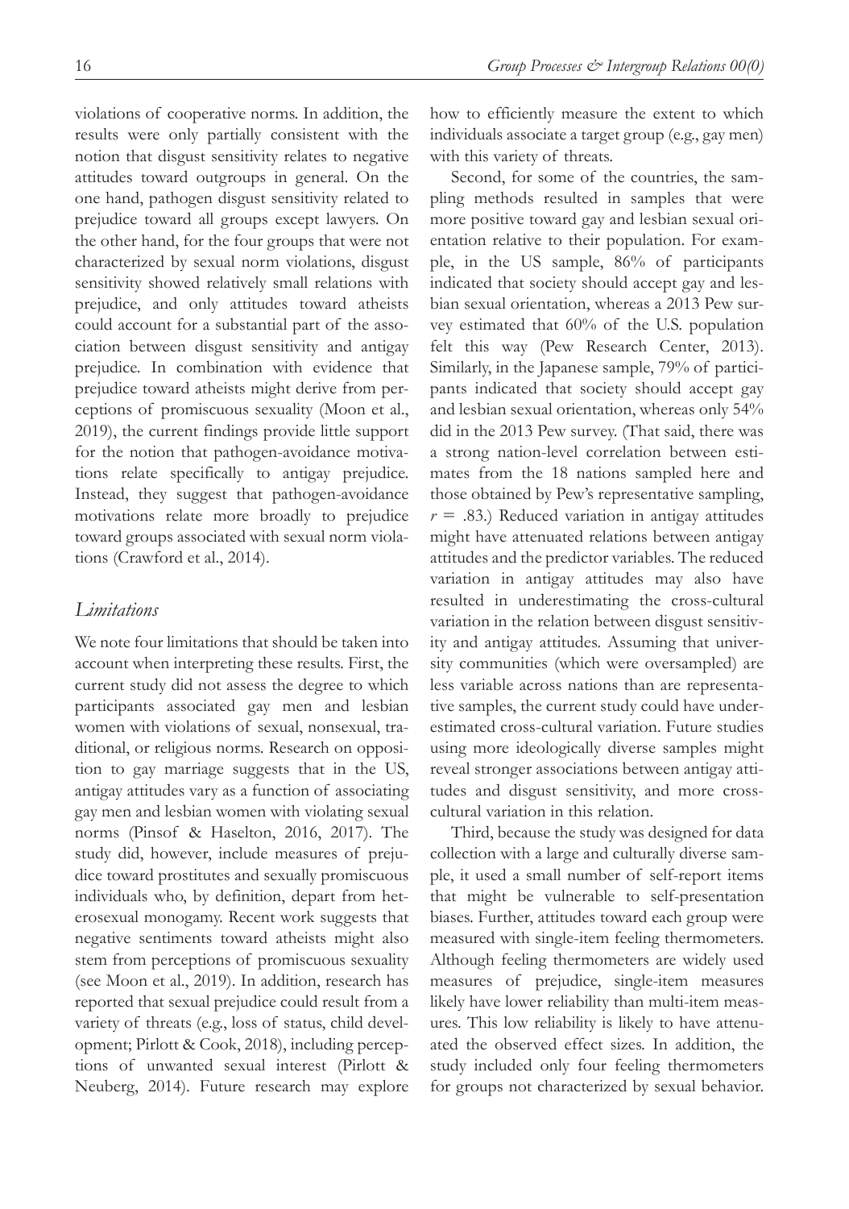violations of cooperative norms. In addition, the results were only partially consistent with the notion that disgust sensitivity relates to negative attitudes toward outgroups in general. On the one hand, pathogen disgust sensitivity related to prejudice toward all groups except lawyers. On the other hand, for the four groups that were not characterized by sexual norm violations, disgust sensitivity showed relatively small relations with prejudice, and only attitudes toward atheists could account for a substantial part of the association between disgust sensitivity and antigay prejudice. In combination with evidence that prejudice toward atheists might derive from perceptions of promiscuous sexuality (Moon et al., 2019), the current findings provide little support for the notion that pathogen-avoidance motivations relate specifically to antigay prejudice. Instead, they suggest that pathogen-avoidance motivations relate more broadly to prejudice toward groups associated with sexual norm violations (Crawford et al., 2014).

### *Limitations*

We note four limitations that should be taken into account when interpreting these results. First, the current study did not assess the degree to which participants associated gay men and lesbian women with violations of sexual, nonsexual, traditional, or religious norms. Research on opposition to gay marriage suggests that in the US, antigay attitudes vary as a function of associating gay men and lesbian women with violating sexual norms (Pinsof & Haselton, 2016, 2017). The study did, however, include measures of prejudice toward prostitutes and sexually promiscuous individuals who, by definition, depart from heterosexual monogamy. Recent work suggests that negative sentiments toward atheists might also stem from perceptions of promiscuous sexuality (see Moon et al., 2019). In addition, research has reported that sexual prejudice could result from a variety of threats (e.g., loss of status, child development; Pirlott & Cook, 2018), including perceptions of unwanted sexual interest (Pirlott & Neuberg, 2014). Future research may explore how to efficiently measure the extent to which individuals associate a target group (e.g., gay men) with this variety of threats.

Second, for some of the countries, the sampling methods resulted in samples that were more positive toward gay and lesbian sexual orientation relative to their population. For example, in the US sample, 86% of participants indicated that society should accept gay and lesbian sexual orientation, whereas a 2013 Pew survey estimated that 60% of the U.S. population felt this way (Pew Research Center, 2013). Similarly, in the Japanese sample, 79% of participants indicated that society should accept gay and lesbian sexual orientation, whereas only 54% did in the 2013 Pew survey. (That said, there was a strong nation-level correlation between estimates from the 18 nations sampled here and those obtained by Pew's representative sampling, $r = .83$.) Reduced variation in antigay attitudes might have attenuated relations between antigay attitudes and the predictor variables. The reduced variation in antigay attitudes may also have resulted in underestimating the cross-cultural variation in the relation between disgust sensitivity and antigay attitudes. Assuming that university communities (which were oversampled) are less variable across nations than are representative samples, the current study could have underestimated cross-cultural variation. Future studies using more ideologically diverse samples might reveal stronger associations between antigay attitudes and disgust sensitivity, and more cross-cultural variation in this relation.

Third, because the study was designed for data collection with a large and culturally diverse sample, it used a small number of self-report items that might be vulnerable to self-presentation biases. Further, attitudes toward each group were measured with single-item feeling thermometers. Although feeling thermometers are widely used measures of prejudice, single-item measures likely have lower reliability than multi-item measures. This low reliability is likely to have attenuated the observed effect sizes. In addition, the study included only four feeling thermometers for groups not characterized by sexual behavior.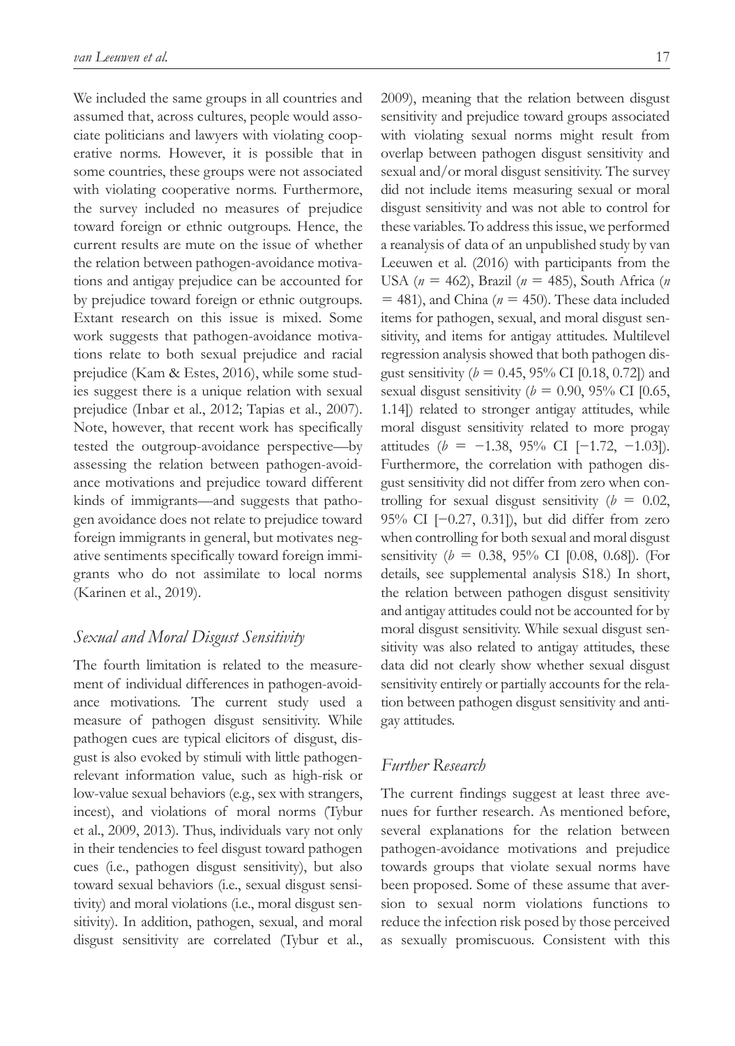We included the same groups in all countries and assumed that, across cultures, people would associate politicians and lawyers with violating cooperative norms. However, it is possible that in some countries, these groups were not associated with violating cooperative norms. Furthermore, the survey included no measures of prejudice toward foreign or ethnic outgroups. Hence, the current results are mute on the issue of whether the relation between pathogen-avoidance motivations and antigay prejudice can be accounted for by prejudice toward foreign or ethnic outgroups. Extant research on this issue is mixed. Some work suggests that pathogen-avoidance motivations relate to both sexual prejudice and racial prejudice (Kam & Estes, 2016), while some studies suggest there is a unique relation with sexual prejudice (Inbar et al., 2012; Tapias et al., 2007). Note, however, that recent work has specifically tested the outgroup-avoidance perspective—by assessing the relation between pathogen-avoidance motivations and prejudice toward different kinds of immigrants—and suggests that pathogen avoidance does not relate to prejudice toward foreign immigrants in general, but motivates negative sentiments specifically toward foreign immigrants who do not assimilate to local norms (Karinen et al., 2019).

### *Sexual and Moral Disgust Sensitivity*

The fourth limitation is related to the measurement of individual differences in pathogen-avoidance motivations. The current study used a measure of pathogen disgust sensitivity. While pathogen cues are typical elicitors of disgust, disgust is also evoked by stimuli with little pathogen-relevant information value, such as high-risk or low-value sexual behaviors (e.g., sex with strangers, incest), and violations of moral norms (Tybur et al., 2009, 2013). Thus, individuals vary not only in their tendencies to feel disgust toward pathogen cues (i.e., pathogen disgust sensitivity), but also toward sexual behaviors (i.e., sexual disgust sensitivity) and moral violations (i.e., moral disgust sensitivity). In addition, pathogen, sexual, and moral disgust sensitivity are correlated (Tybur et al., 2009), meaning that the relation between disgust sensitivity and prejudice toward groups associated with violating sexual norms might result from overlap between pathogen disgust sensitivity and sexual and/or moral disgust sensitivity. The survey did not include items measuring sexual or moral disgust sensitivity and was not able to control for these variables. To address this issue, we performed a reanalysis of data of an unpublished study by van Leeuwen et al. (2016) with participants from the USA ($n = 462$), Brazil ($n = 485$), South Africa ($n = 481$), and China ($n = 450$). These data included items for pathogen, sexual, and moral disgust sensitivity, and items for antigay attitudes. Multilevel regression analysis showed that both pathogen disgust sensitivity ($b = 0.45$, 95% CI [0.18, 0.72]) and sexual disgust sensitivity ($b = 0.90$, 95% CI [0.65, 1.14]) related to stronger antigay attitudes, while moral disgust sensitivity related to more progay attitudes ($b = -1.38$, 95% CI [−1.72, −1.03]). Furthermore, the correlation with pathogen disgust sensitivity did not differ from zero when controlling for sexual disgust sensitivity ($b = 0.02$, 95% CI [−0.27, 0.31]), but did differ from zero when controlling for both sexual and moral disgust sensitivity ($b = 0.38$, 95% CI [0.08, 0.68]). (For details, see supplemental analysis S18.) In short, the relation between pathogen disgust sensitivity and antigay attitudes could not be accounted for by moral disgust sensitivity. While sexual disgust sensitivity was also related to antigay attitudes, these data did not clearly show whether sexual disgust sensitivity entirely or partially accounts for the relation between pathogen disgust sensitivity and antigay attitudes.

### *Further Research*

The current findings suggest at least three avenues for further research. As mentioned before, several explanations for the relation between pathogen-avoidance motivations and prejudice towards groups that violate sexual norms have been proposed. Some of these assume that aversion to sexual norm violations functions to reduce the infection risk posed by those perceived as sexually promiscuous. Consistent with this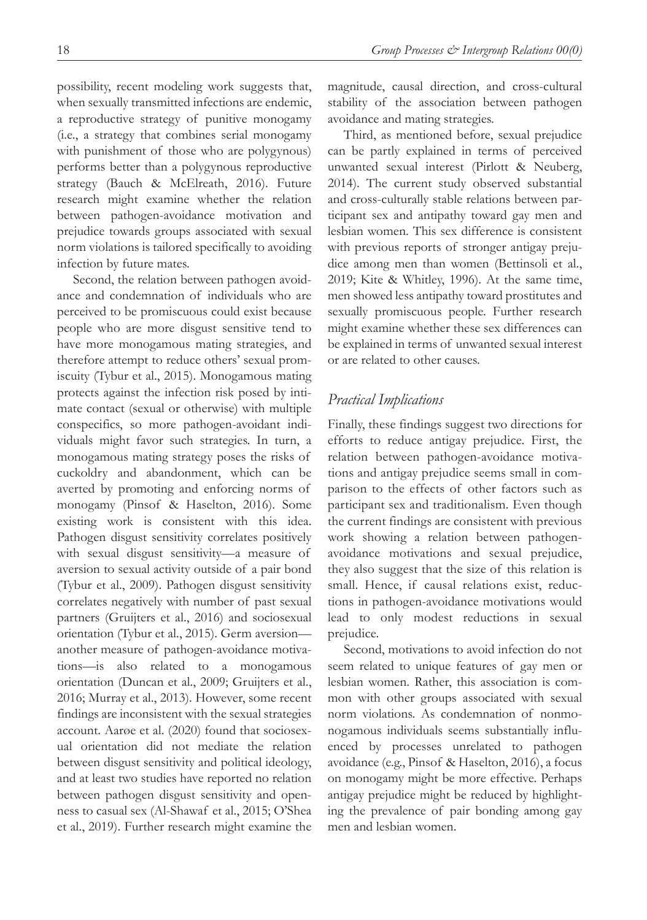possibility, recent modeling work suggests that, when sexually transmitted infections are endemic, a reproductive strategy of punitive monogamy (i.e., a strategy that combines serial monogamy with punishment of those who are polygynous) performs better than a polygynous reproductive strategy (Bauch & McElreath, 2016). Future research might examine whether the relation between pathogen-avoidance motivation and prejudice towards groups associated with sexual norm violations is tailored specifically to avoiding infection by future mates.

Second, the relation between pathogen avoidance and condemnation of individuals who are perceived to be promiscuous could exist because people who are more disgust sensitive tend to have more monogamous mating strategies, and therefore attempt to reduce others' sexual promiscuity (Tybur et al., 2015). Monogamous mating protects against the infection risk posed by intimate contact (sexual or otherwise) with multiple conspecifics, so more pathogen-avoidant individuals might favor such strategies. In turn, a monogamous mating strategy poses the risks of cuckoldry and abandonment, which can be averted by promoting and enforcing norms of monogamy (Pinsof & Haselton, 2016). Some existing work is consistent with this idea. Pathogen disgust sensitivity correlates positively with sexual disgust sensitivity—a measure of aversion to sexual activity outside of a pair bond (Tybur et al., 2009). Pathogen disgust sensitivity correlates negatively with number of past sexual partners (Gruijters et al., 2016) and sociosexual orientation (Tybur et al., 2015). Germ aversion—another measure of pathogen-avoidance motivations—is also related to a monogamous orientation (Duncan et al., 2009; Gruijters et al., 2016; Murray et al., 2013). However, some recent findings are inconsistent with the sexual strategies account. Aarøe et al. (2020) found that sociosexual orientation did not mediate the relation between disgust sensitivity and political ideology, and at least two studies have reported no relation between pathogen disgust sensitivity and openness to casual sex (Al-Shawaf et al., 2015; O'Shea et al., 2019). Further research might examine the magnitude, causal direction, and cross-cultural stability of the association between pathogen avoidance and mating strategies.

Third, as mentioned before, sexual prejudice can be partly explained in terms of perceived unwanted sexual interest (Pirlott & Neuberg, 2014). The current study observed substantial and cross-culturally stable relations between participant sex and antipathy toward gay men and lesbian women. This sex difference is consistent with previous reports of stronger antigay prejudice among men than women (Bettinsoli et al., 2019; Kite & Whitley, 1996). At the same time, men showed less antipathy toward prostitutes and sexually promiscuous people. Further research might examine whether these sex differences can be explained in terms of unwanted sexual interest or are related to other causes.

## *Practical Implications*

Finally, these findings suggest two directions for efforts to reduce antigay prejudice. First, the relation between pathogen-avoidance motivations and antigay prejudice seems small in comparison to the effects of other factors such as participant sex and traditionalism. Even though the current findings are consistent with previous work showing a relation between pathogen-avoidance motivations and sexual prejudice, they also suggest that the size of this relation is small. Hence, if causal relations exist, reductions in pathogen-avoidance motivations would lead to only modest reductions in sexual prejudice.

Second, motivations to avoid infection do not seem related to unique features of gay men or lesbian women. Rather, this association is common with other groups associated with sexual norm violations. As condemnation of nonmonogamous individuals seems substantially influenced by processes unrelated to pathogen avoidance (e.g., Pinsof & Haselton, 2016), a focus on monogamy might be more effective. Perhaps antigay prejudice might be reduced by highlighting the prevalence of pair bonding among gay men and lesbian women.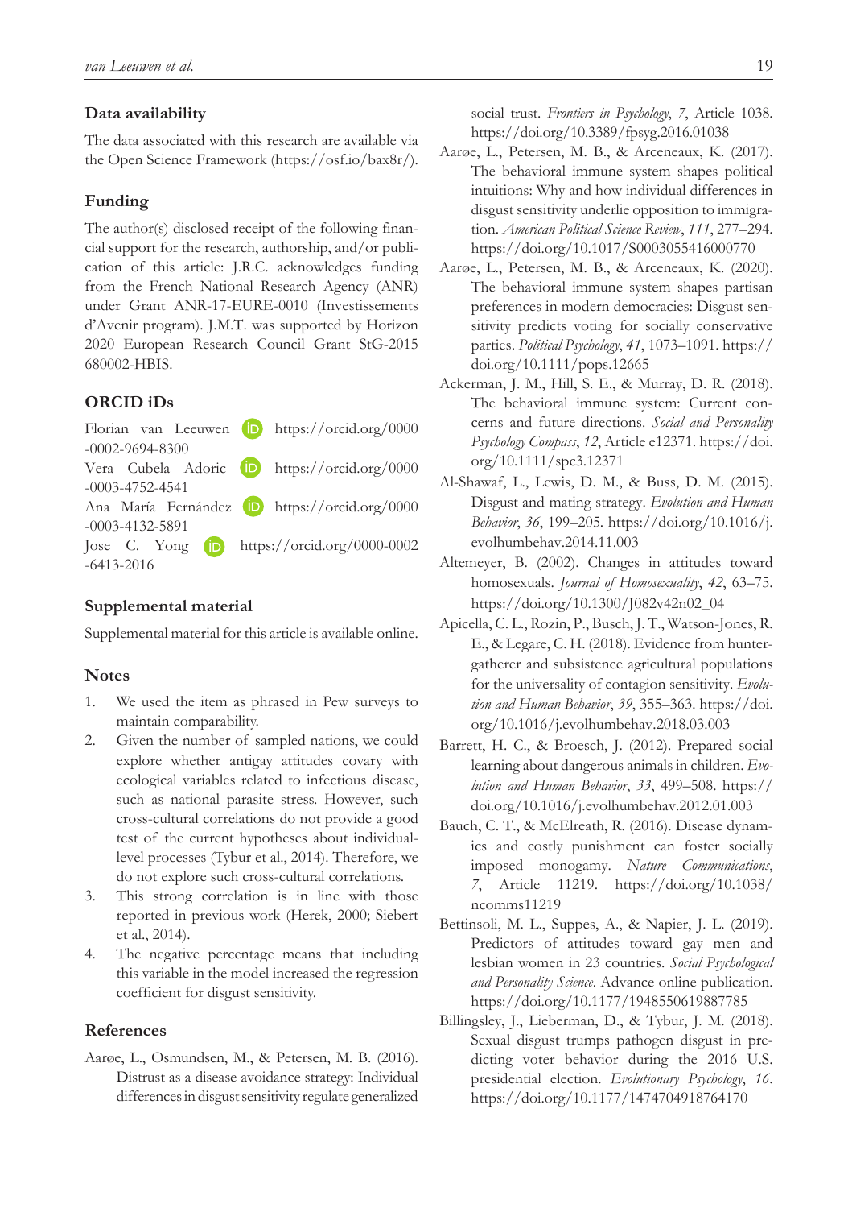## Data availability

The data associated with this research are available via the Open Science Framework (https://osf.io/bax8r/).

## Funding

The author(s) disclosed receipt of the following financial support for the research, authorship, and/or publication of this article: J.R.C. acknowledges funding from the French National Research Agency (ANR) under Grant ANR-17-EURE-0010 (Investissements d'Avenir program). J.M.T. was supported by Horizon 2020 European Research Council Grant StG-2015 680002-HBIS.

## ORCID iDs

Florian van Leeuwen https://orcid.org/0000-0002-9694-8300
Vera Cubela Adoric https://orcid.org/0000-0003-4752-4541
Ana María Fernández https://orcid.org/0000-0003-4132-5891
Jose C. Yong https://orcid.org/0000-0002-6413-2016

## Supplemental material

Supplemental material for this article is available online.

## Notes

1. We used the item as phrased in Pew surveys to maintain comparability.
2. Given the number of sampled nations, we could explore whether antigay attitudes covary with ecological variables related to infectious disease, such as national parasite stress. However, such cross-cultural correlations do not provide a good test of the current hypotheses about individual-level processes (Tybur et al., 2014). Therefore, we do not explore such cross-cultural correlations.
3. This strong correlation is in line with those reported in previous work (Herek, 2000; Siebert et al., 2014).
4. The negative percentage means that including this variable in the model increased the regression coefficient for disgust sensitivity.

## References

Aarøe, L., Osmundsen, M., & Petersen, M. B. (2016). Distrust as a disease avoidance strategy: Individual differences in disgust sensitivity regulate generalized social trust. *Frontiers in Psychology*, *7*, Article 1038. https://doi.org/10.3389/fpsyg.2016.01038

Aarøe, L., Petersen, M. B., & Arceneaux, K. (2017). The behavioral immune system shapes political intuitions: Why and how individual differences in disgust sensitivity underlie opposition to immigration. *American Political Science Review*, *111*, 277–294. https://doi.org/10.1017/S0003055416000770

Aarøe, L., Petersen, M. B., & Arceneaux, K. (2020). The behavioral immune system shapes partisan preferences in modern democracies: Disgust sensitivity predicts voting for socially conservative parties. *Political Psychology*, *41*, 1073–1091. https://doi.org/10.1111/pops.12665

Ackerman, J. M., Hill, S. E., & Murray, D. R. (2018). The behavioral immune system: Current concerns and future directions. *Social and Personality Psychology Compass*, *12*, Article e12371. https://doi.org/10.1111/spc3.12371

Al-Shawaf, L., Lewis, D. M., & Buss, D. M. (2015). Disgust and mating strategy. *Evolution and Human Behavior*, *36*, 199–205. https://doi.org/10.1016/j.evolhumbehav.2014.11.003

Altemeyer, B. (2002). Changes in attitudes toward homosexuals. *Journal of Homosexuality*, *42*, 63–75. https://doi.org/10.1300/J082v42n02_04

Apicella, C. L., Rozin, P., Busch, J. T., Watson-Jones, R. E., & Legare, C. H. (2018). Evidence from hunter-gatherer and subsistence agricultural populations for the universality of contagion sensitivity. *Evolution and Human Behavior*, *39*, 355–363. https://doi.org/10.1016/j.evolhumbehav.2018.03.003

Barrett, H. C., & Broesch, J. (2012). Prepared social learning about dangerous animals in children. *Evolution and Human Behavior*, *33*, 499–508. https://doi.org/10.1016/j.evolhumbehav.2012.01.003

Bauch, C. T., & McElreath, R. (2016). Disease dynamics and costly punishment can foster socially imposed monogamy. *Nature Communications*, *7*, Article 11219. https://doi.org/10.1038/ncomms11219

Bettinsoli, M. L., Suppes, A., & Napier, J. L. (2019). Predictors of attitudes toward gay men and lesbian women in 23 countries. *Social Psychological and Personality Science*. Advance online publication. https://doi.org/10.1177/1948550619887785

Billingsley, J., Lieberman, D., & Tybur, J. M. (2018). Sexual disgust trumps pathogen disgust in predicting voter behavior during the 2016 U.S. presidential election. *Evolutionary Psychology*, *16*. https://doi.org/10.1177/1474704918764170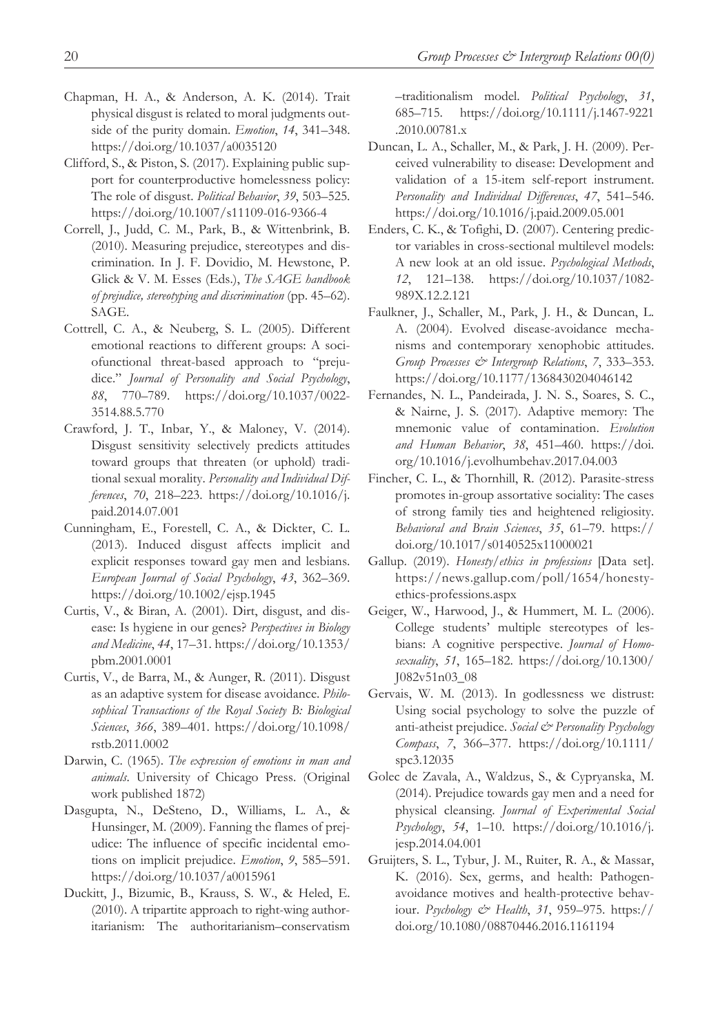Chapman, H. A., & Anderson, A. K. (2014). Trait physical disgust is related to moral judgments outside of the purity domain. *Emotion*, *14*, 341–348. https://doi.org/10.1037/a0035120

Clifford, S., & Piston, S. (2017). Explaining public support for counterproductive homelessness policy: The role of disgust. *Political Behavior*, *39*, 503–525. https://doi.org/10.1007/s11109-016-9366-4

Correll, J., Judd, C. M., Park, B., & Wittenbrink, B. (2010). Measuring prejudice, stereotypes and discrimination. In J. F. Dovidio, M. Hewstone, P. Glick & V. M. Esses (Eds.), *The SAGE handbook of prejudice, stereotyping and discrimination* (pp. 45–62). SAGE.

Cottrell, C. A., & Neuberg, S. L. (2005). Different emotional reactions to different groups: A sociofunctional threat-based approach to "prejudice." *Journal of Personality and Social Psychology*, *88*, 770–789. https://doi.org/10.1037/0022-3514.88.5.770

Crawford, J. T., Inbar, Y., & Maloney, V. (2014). Disgust sensitivity selectively predicts attitudes toward groups that threaten (or uphold) traditional sexual morality. *Personality and Individual Differences*, *70*, 218–223. https://doi.org/10.1016/j.paid.2014.07.001

Cunningham, E., Forestell, C. A., & Dickter, C. L. (2013). Induced disgust affects implicit and explicit responses toward gay men and lesbians. *European Journal of Social Psychology*, *43*, 362–369. https://doi.org/10.1002/ejsp.1945

Curtis, V., & Biran, A. (2001). Dirt, disgust, and disease: Is hygiene in our genes? *Perspectives in Biology and Medicine*, *44*, 17–31. https://doi.org/10.1353/pbm.2001.0001

Curtis, V., de Barra, M., & Aunger, R. (2011). Disgust as an adaptive system for disease avoidance. *Philosophical Transactions of the Royal Society B: Biological Sciences*, *366*, 389–401. https://doi.org/10.1098/rstb.2011.0002

Darwin, C. (1965). *The expression of emotions in man and animals*. University of Chicago Press. (Original work published 1872)

Dasgupta, N., DeSteno, D., Williams, L. A., & Hunsinger, M. (2009). Fanning the flames of prejudice: The influence of specific incidental emotions on implicit prejudice. *Emotion*, *9*, 585–591. https://doi.org/10.1037/a0015961

Duckitt, J., Bizumic, B., Krauss, S. W., & Heled, E. (2010). A tripartite approach to right-wing authoritarianism: The authoritarianism–conservatism–traditionalism model. *Political Psychology*, *31*, 685–715. https://doi.org/10.1111/j.1467-9221.2010.00781.x

Duncan, L. A., Schaller, M., & Park, J. H. (2009). Perceived vulnerability to disease: Development and validation of a 15-item self-report instrument. *Personality and Individual Differences*, *47*, 541–546. https://doi.org/10.1016/j.paid.2009.05.001

Enders, C. K., & Tofighi, D. (2007). Centering predictor variables in cross-sectional multilevel models: A new look at an old issue. *Psychological Methods*, *12*, 121–138. https://doi.org/10.1037/1082-989X.12.2.121

Faulkner, J., Schaller, M., Park, J. H., & Duncan, L. A. (2004). Evolved disease-avoidance mechanisms and contemporary xenophobic attitudes. *Group Processes & Intergroup Relations*, *7*, 333–353. https://doi.org/10.1177/1368430204046142

Fernandes, N. L., Pandeirada, J. N. S., Soares, S. C., & Nairne, J. S. (2017). Adaptive memory: The mnemonic value of contamination. *Evolution and Human Behavior*, *38*, 451–460. https://doi.org/10.1016/j.evolhumbehav.2017.04.003

Fincher, C. L., & Thornhill, R. (2012). Parasite-stress promotes in-group assortative sociality: The cases of strong family ties and heightened religiosity. *Behavioral and Brain Sciences*, *35*, 61–79. https://doi.org/10.1017/s0140525x11000021

Gallup. (2019). *Honesty/ethics in professions* [Data set]. https://news.gallup.com/poll/1654/honesty-ethics-professions.aspx

Geiger, W., Harwood, J., & Hummert, M. L. (2006). College students' multiple stereotypes of lesbians: A cognitive perspective. *Journal of Homosexuality*, *51*, 165–182. https://doi.org/10.1300/J082v51n03_08

Gervais, W. M. (2013). In godlessness we distrust: Using social psychology to solve the puzzle of anti-atheist prejudice. *Social & Personality Psychology Compass*, *7*, 366–377. https://doi.org/10.1111/spc3.12035

Golec de Zavala, A., Waldzus, S., & Cypryanska, M. (2014). Prejudice towards gay men and a need for physical cleansing. *Journal of Experimental Social Psychology*, *54*, 1–10. https://doi.org/10.1016/j.jesp.2014.04.001

Gruijters, S. L., Tybur, J. M., Ruiter, R. A., & Massar, K. (2016). Sex, germs, and health: Pathogen-avoidance motives and health-protective behaviour. *Psychology & Health*, *31*, 959–975. https://doi.org/10.1080/08870446.2016.1161194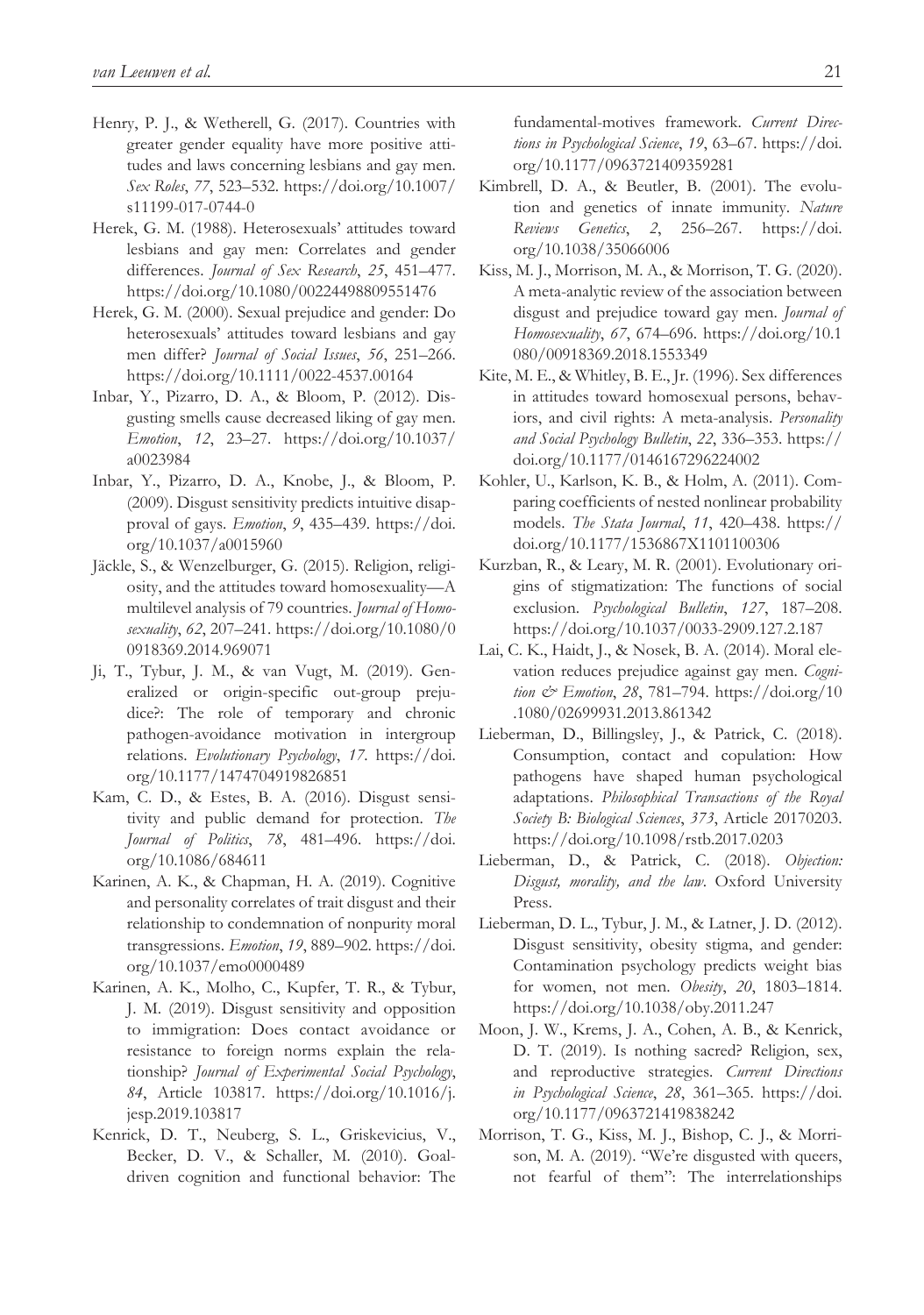Henry, P. J., & Wetherell, G. (2017). Countries with greater gender equality have more positive attitudes and laws concerning lesbians and gay men. *Sex Roles*, *77*, 523–532. https://doi.org/10.1007/s11199-017-0744-0

Herek, G. M. (1988). Heterosexuals' attitudes toward lesbians and gay men: Correlates and gender differences. *Journal of Sex Research*, *25*, 451–477. https://doi.org/10.1080/00224498809551476

Herek, G. M. (2000). Sexual prejudice and gender: Do heterosexuals' attitudes toward lesbians and gay men differ? *Journal of Social Issues*, *56*, 251–266. https://doi.org/10.1111/0022-4537.00164

Inbar, Y., Pizarro, D. A., & Bloom, P. (2012). Disgusting smells cause decreased liking of gay men. *Emotion*, *12*, 23–27. https://doi.org/10.1037/a0023984

Inbar, Y., Pizarro, D. A., Knobe, J., & Bloom, P. (2009). Disgust sensitivity predicts intuitive disapproval of gays. *Emotion*, *9*, 435–439. https://doi.org/10.1037/a0015960

Jäckle, S., & Wenzelburger, G. (2015). Religion, religiosity, and the attitudes toward homosexuality—A multilevel analysis of 79 countries. *Journal of Homosexuality*, *62*, 207–241. https://doi.org/10.1080/00918369.2014.969071

Ji, T., Tybur, J. M., & van Vugt, M. (2019). Generalized or origin-specific out-group prejudice?: The role of temporary and chronic pathogen-avoidance motivation in intergroup relations. *Evolutionary Psychology*, *17*. https://doi.org/10.1177/1474704919826851

Kam, C. D., & Estes, B. A. (2016). Disgust sensitivity and public demand for protection. *The Journal of Politics*, *78*, 481–496. https://doi.org/10.1086/684611

Karinen, A. K., & Chapman, H. A. (2019). Cognitive and personality correlates of trait disgust and their relationship to condemnation of nonpurity moral transgressions. *Emotion*, *19*, 889–902. https://doi.org/10.1037/emo0000489

Karinen, A. K., Molho, C., Kupfer, T. R., & Tybur, J. M. (2019). Disgust sensitivity and opposition to immigration: Does contact avoidance or resistance to foreign norms explain the relationship? *Journal of Experimental Social Psychology*, *84*, Article 103817. https://doi.org/10.1016/j.jesp.2019.103817

Kenrick, D. T., Neuberg, S. L., Griskevicius, V., Becker, D. V., & Schaller, M. (2010). Goal-driven cognition and functional behavior: The fundamental-motives framework. *Current Directions in Psychological Science*, *19*, 63–67. https://doi.org/10.1177/0963721409359281

Kimbrell, D. A., & Beutler, B. (2001). The evolution and genetics of innate immunity. *Nature Reviews Genetics*, *2*, 256–267. https://doi.org/10.1038/35066006

Kiss, M. J., Morrison, M. A., & Morrison, T. G. (2020). A meta-analytic review of the association between disgust and prejudice toward gay men. *Journal of Homosexuality*, *67*, 674–696. https://doi.org/10.1080/00918369.2018.1553349

Kite, M. E., & Whitley, B. E., Jr. (1996). Sex differences in attitudes toward homosexual persons, behaviors, and civil rights: A meta-analysis. *Personality and Social Psychology Bulletin*, *22*, 336–353. https://doi.org/10.1177/0146167296224002

Kohler, U., Karlson, K. B., & Holm, A. (2011). Comparing coefficients of nested nonlinear probability models. *The Stata Journal*, *11*, 420–438. https://doi.org/10.1177/1536867X1101100306

Kurzban, R., & Leary, M. R. (2001). Evolutionary origins of stigmatization: The functions of social exclusion. *Psychological Bulletin*, *127*, 187–208. https://doi.org/10.1037/0033-2909.127.2.187

Lai, C. K., Haidt, J., & Nosek, B. A. (2014). Moral elevation reduces prejudice against gay men. *Cognition & Emotion*, *28*, 781–794. https://doi.org/10.1080/02699931.2013.861342

Lieberman, D., Billingsley, J., & Patrick, C. (2018). Consumption, contact and copulation: How pathogens have shaped human psychological adaptations. *Philosophical Transactions of the Royal Society B: Biological Sciences*, *373*, Article 20170203. https://doi.org/10.1098/rstb.2017.0203

Lieberman, D., & Patrick, C. (2018). *Objection: Disgust, morality, and the law*. Oxford University Press.

Lieberman, D. L., Tybur, J. M., & Latner, J. D. (2012). Disgust sensitivity, obesity stigma, and gender: Contamination psychology predicts weight bias for women, not men. *Obesity*, *20*, 1803–1814. https://doi.org/10.1038/oby.2011.247

Moon, J. W., Krems, J. A., Cohen, A. B., & Kenrick, D. T. (2019). Is nothing sacred? Religion, sex, and reproductive strategies. *Current Directions in Psychological Science*, *28*, 361–365. https://doi.org/10.1177/0963721419838242

Morrison, T. G., Kiss, M. J., Bishop, C. J., & Morrison, M. A. (2019). "We're disgusted with queers, not fearful of them": The interrelationships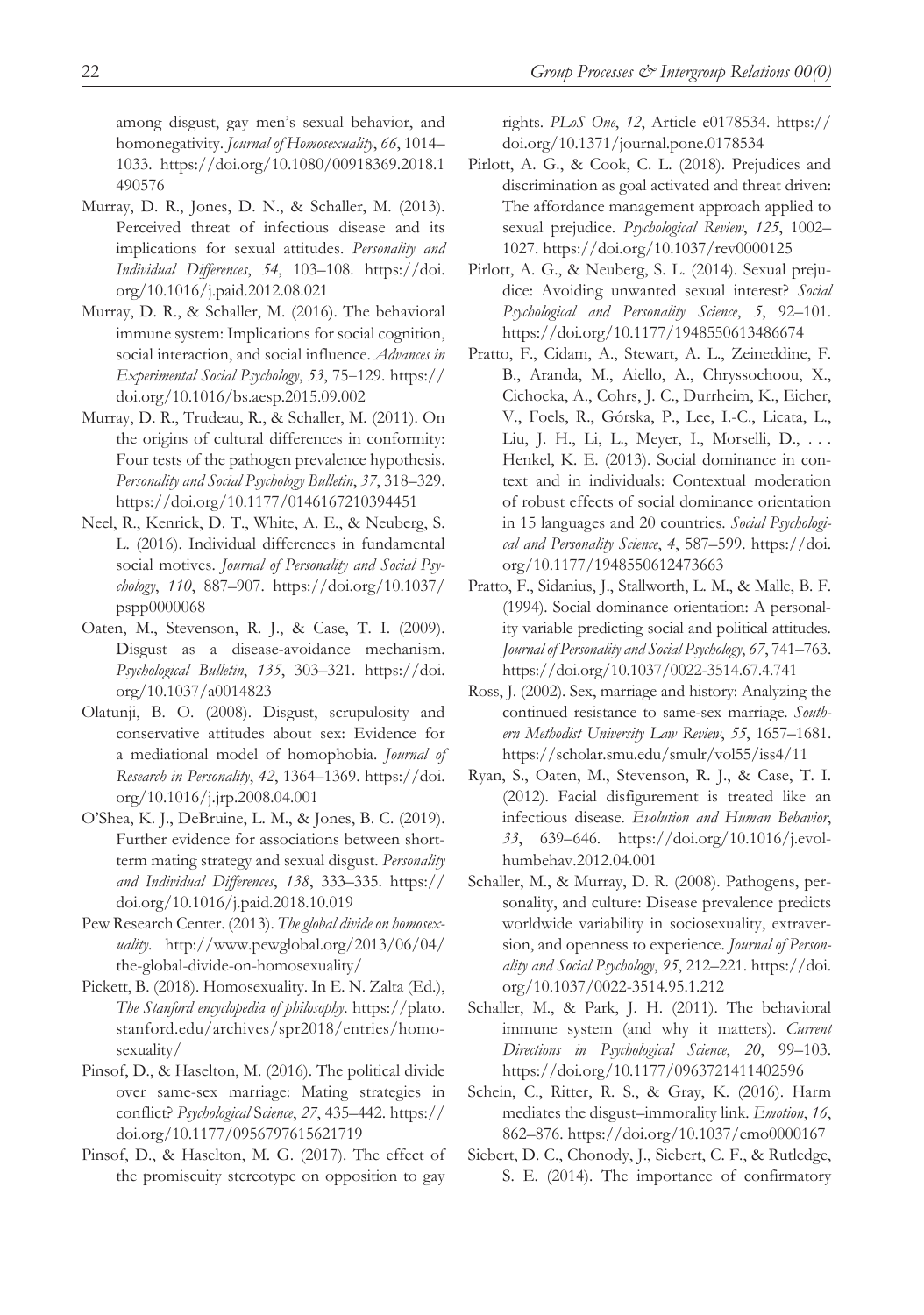among disgust, gay men's sexual behavior, and homonegativity. *Journal of Homosexuality*, *66*, 1014–1033. https://doi.org/10.1080/00918369.2018.1490576

Murray, D. R., Jones, D. N., & Schaller, M. (2013). Perceived threat of infectious disease and its implications for sexual attitudes. *Personality and Individual Differences*, *54*, 103–108. https://doi.org/10.1016/j.paid.2012.08.021

Murray, D. R., & Schaller, M. (2016). The behavioral immune system: Implications for social cognition, social interaction, and social influence. *Advances in Experimental Social Psychology*, *53*, 75–129. https://doi.org/10.1016/bs.aesp.2015.09.002

Murray, D. R., Trudeau, R., & Schaller, M. (2011). On the origins of cultural differences in conformity: Four tests of the pathogen prevalence hypothesis. *Personality and Social Psychology Bulletin*, *37*, 318–329. https://doi.org/10.1177/0146167210394451

Neel, R., Kenrick, D. T., White, A. E., & Neuberg, S. L. (2016). Individual differences in fundamental social motives. *Journal of Personality and Social Psychology*, *110*, 887–907. https://doi.org/10.1037/pspp0000068

Oaten, M., Stevenson, R. J., & Case, T. I. (2009). Disgust as a disease-avoidance mechanism. *Psychological Bulletin*, *135*, 303–321. https://doi.org/10.1037/a0014823

Olatunji, B. O. (2008). Disgust, scrupulosity and conservative attitudes about sex: Evidence for a mediational model of homophobia. *Journal of Research in Personality*, *42*, 1364–1369. https://doi.org/10.1016/j.jrp.2008.04.001

O'Shea, K. J., DeBruine, L. M., & Jones, B. C. (2019). Further evidence for associations between short-term mating strategy and sexual disgust. *Personality and Individual Differences*, *138*, 333–335. https://doi.org/10.1016/j.paid.2018.10.019

Pew Research Center. (2013). *The global divide on homosexuality*. http://www.pewglobal.org/2013/06/04/the-global-divide-on-homosexuality/

Pickett, B. (2018). Homosexuality. In E. N. Zalta (Ed.), *The Stanford encyclopedia of philosophy*. https://plato.stanford.edu/archives/spr2018/entries/homosexuality/

Pinsof, D., & Haselton, M. (2016). The political divide over same-sex marriage: Mating strategies in conflict? *Psychological Science*, *27*, 435–442. https://doi.org/10.1177/0956797615621719

Pinsof, D., & Haselton, M. G. (2017). The effect of the promiscuity stereotype on opposition to gay rights. *PLoS One*, *12*, Article e0178534. https://doi.org/10.1371/journal.pone.0178534

Pirlott, A. G., & Cook, C. L. (2018). Prejudices and discrimination as goal activated and threat driven: The affordance management approach applied to sexual prejudice. *Psychological Review*, *125*, 1002–1027. https://doi.org/10.1037/rev0000125

Pirlott, A. G., & Neuberg, S. L. (2014). Sexual prejudice: Avoiding unwanted sexual interest? *Social Psychological and Personality Science*, *5*, 92–101. https://doi.org/10.1177/1948550613486674

Pratto, F., Cidam, A., Stewart, A. L., Zeineddine, F. B., Aranda, M., Aiello, A., Chryssochoou, X., Cichocka, A., Cohrs, J. C., Durrheim, K., Eicher, V., Foels, R., Górska, P., Lee, I.-C., Licata, L., Liu, J. H., Li, L., Meyer, I., Morselli, D., . . . Henkel, K. E. (2013). Social dominance in context and in individuals: Contextual moderation of robust effects of social dominance orientation in 15 languages and 20 countries. *Social Psychological and Personality Science*, *4*, 587–599. https://doi.org/10.1177/1948550612473663

Pratto, F., Sidanius, J., Stallworth, L. M., & Malle, B. F. (1994). Social dominance orientation: A personality variable predicting social and political attitudes. *Journal of Personality and Social Psychology*, *67*, 741–763. https://doi.org/10.1037/0022-3514.67.4.741

Ross, J. (2002). Sex, marriage and history: Analyzing the continued resistance to same-sex marriage. *Southern Methodist University Law Review*, *55*, 1657–1681. https://scholar.smu.edu/smulr/vol55/iss4/11

Ryan, S., Oaten, M., Stevenson, R. J., & Case, T. I. (2012). Facial disfigurement is treated like an infectious disease. *Evolution and Human Behavior*, *33*, 639–646. https://doi.org/10.1016/j.evolhumbehav.2012.04.001

Schaller, M., & Murray, D. R. (2008). Pathogens, personality, and culture: Disease prevalence predicts worldwide variability in sociosexuality, extraversion, and openness to experience. *Journal of Personality and Social Psychology*, *95*, 212–221. https://doi.org/10.1037/0022-3514.95.1.212

Schaller, M., & Park, J. H. (2011). The behavioral immune system (and why it matters). *Current Directions in Psychological Science*, *20*, 99–103. https://doi.org/10.1177/0963721411402596

Schein, C., Ritter, R. S., & Gray, K. (2016). Harm mediates the disgust–immorality link. *Emotion*, *16*, 862–876. https://doi.org/10.1037/emo0000167

Siebert, D. C., Chonody, J., Siebert, C. F., & Rutledge, S. E. (2014). The importance of confirmatory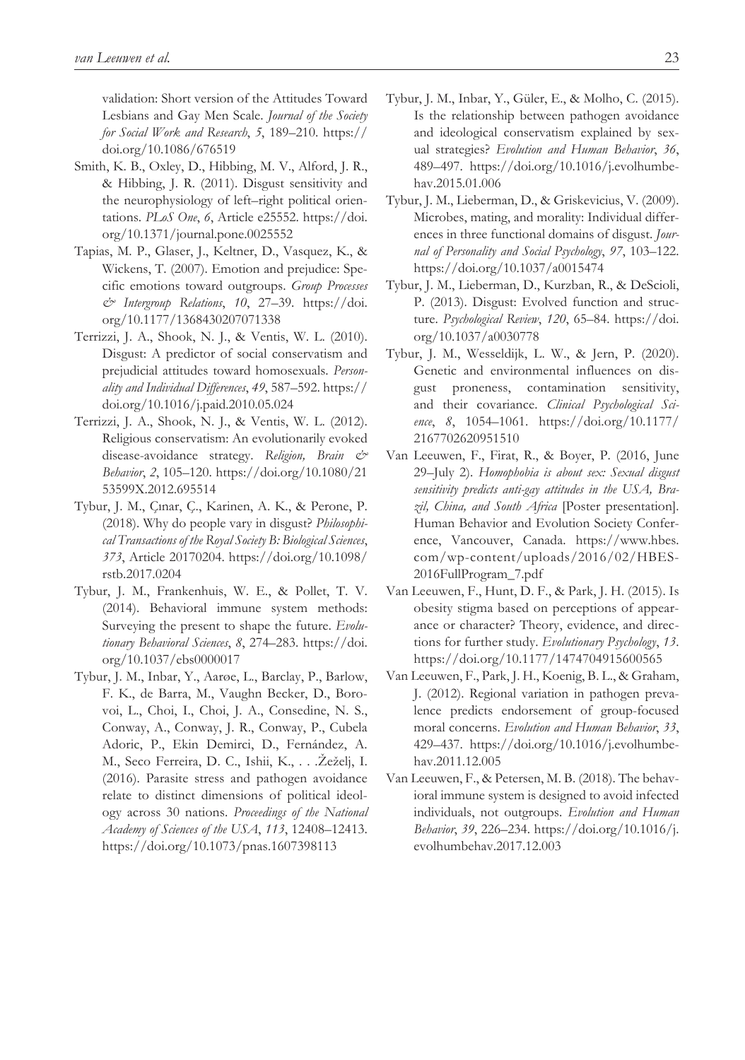validation: Short version of the Attitudes Toward Lesbians and Gay Men Scale. *Journal of the Society for Social Work and Research*, *5*, 189–210. https://doi.org/10.1086/676519

Smith, K. B., Oxley, D., Hibbing, M. V., Alford, J. R., & Hibbing, J. R. (2011). Disgust sensitivity and the neurophysiology of left–right political orientations. *PLoS One*, *6*, Article e25552. https://doi.org/10.1371/journal.pone.0025552

Tapias, M. P., Glaser, J., Keltner, D., Vasquez, K., & Wickens, T. (2007). Emotion and prejudice: Specific emotions toward outgroups. *Group Processes & Intergroup Relations*, *10*, 27–39. https://doi.org/10.1177/1368430207071338

Terrizzi, J. A., Shook, N. J., & Ventis, W. L. (2010). Disgust: A predictor of social conservatism and prejudicial attitudes toward homosexuals. *Personality and Individual Differences*, *49*, 587–592. https://doi.org/10.1016/j.paid.2010.05.024

Terrizzi, J. A., Shook, N. J., & Ventis, W. L. (2012). Religious conservatism: An evolutionarily evoked disease-avoidance strategy. *Religion, Brain & Behavior*, *2*, 105–120. https://doi.org/10.1080/2153599X.2012.695514

Tybur, J. M., Çınar, Ç., Karinen, A. K., & Perone, P. (2018). Why do people vary in disgust? *Philosophical Transactions of the Royal Society B: Biological Sciences*, *373*, Article 20170204. https://doi.org/10.1098/rstb.2017.0204

Tybur, J. M., Frankenhuis, W. E., & Pollet, T. V. (2014). Behavioral immune system methods: Surveying the present to shape the future. *Evolutionary Behavioral Sciences*, *8*, 274–283. https://doi.org/10.1037/ebs0000017

Tybur, J. M., Inbar, Y., Aarøe, L., Barclay, P., Barlow, F. K., de Barra, M., Vaughn Becker, D., Borovoi, L., Choi, I., Choi, J. A., Consedine, N. S., Conway, A., Conway, J. R., Conway, P., Cubela Adoric, P., Ekin Demirci, D., Fernández, A. M., Seco Ferreira, D. C., Ishii, K., . . .Žeželj, I. (2016). Parasite stress and pathogen avoidance relate to distinct dimensions of political ideology across 30 nations. *Proceedings of the National Academy of Sciences of the USA*, *113*, 12408–12413. https://doi.org/10.1073/pnas.1607398113

Tybur, J. M., Inbar, Y., Güler, E., & Molho, C. (2015). Is the relationship between pathogen avoidance and ideological conservatism explained by sexual strategies? *Evolution and Human Behavior*, *36*, 489–497. https://doi.org/10.1016/j.evolhumbehav.2015.01.006

Tybur, J. M., Lieberman, D., & Griskevicius, V. (2009). Microbes, mating, and morality: Individual differences in three functional domains of disgust. *Journal of Personality and Social Psychology*, *97*, 103–122. https://doi.org/10.1037/a0015474

Tybur, J. M., Lieberman, D., Kurzban, R., & DeScioli, P. (2013). Disgust: Evolved function and structure. *Psychological Review*, *120*, 65–84. https://doi.org/10.1037/a0030778

Tybur, J. M., Wesseldijk, L. W., & Jern, P. (2020). Genetic and environmental influences on disgust proneness, contamination sensitivity, and their covariance. *Clinical Psychological Science*, *8*, 1054–1061. https://doi.org/10.1177/2167702620951510

Van Leeuwen, F., Firat, R., & Boyer, P. (2016, June 29–July 2). *Homophobia is about sex: Sexual disgust sensitivity predicts anti-gay attitudes in the USA, Brazil, China, and South Africa* [Poster presentation]. Human Behavior and Evolution Society Conference, Vancouver, Canada. https://www.hbes.com/wp-content/uploads/2016/02/HBES-2016FullProgram_7.pdf

Van Leeuwen, F., Hunt, D. F., & Park, J. H. (2015). Is obesity stigma based on perceptions of appearance or character? Theory, evidence, and directions for further study. *Evolutionary Psychology*, *13*. https://doi.org/10.1177/1474704915600565

Van Leeuwen, F., Park, J. H., Koenig, B. L., & Graham, J. (2012). Regional variation in pathogen prevalence predicts endorsement of group-focused moral concerns. *Evolution and Human Behavior*, *33*, 429–437. https://doi.org/10.1016/j.evolhumbehav.2011.12.005

Van Leeuwen, F., & Petersen, M. B. (2018). The behavioral immune system is designed to avoid infected individuals, not outgroups. *Evolution and Human Behavior*, *39*, 226–234. https://doi.org/10.1016/j.evolhumbehav.2017.12.003